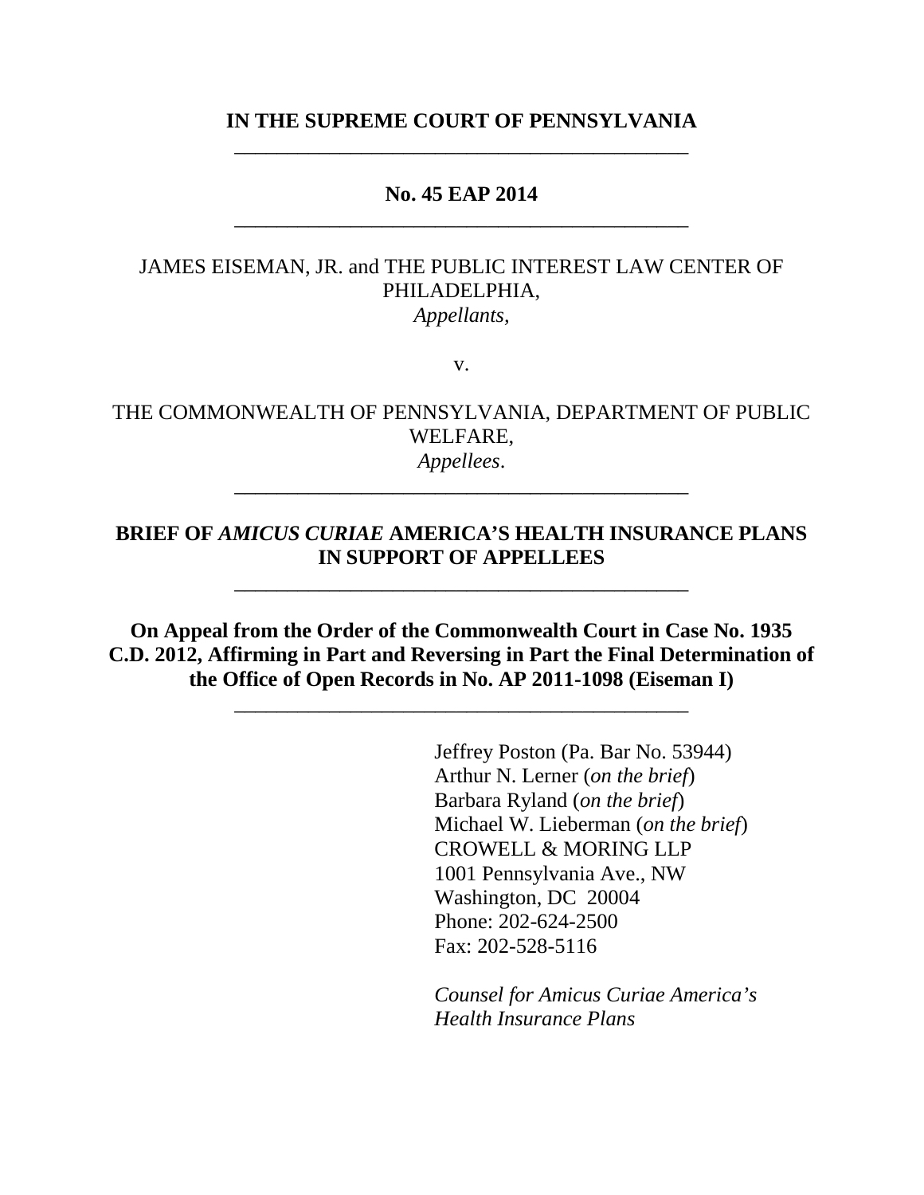**IN THE SUPREME COURT OF PENNSYLVANIA**

---

**No. 45 EAP 2014**

---

JAMES EISEMAN, JR. and THE PUBLIC INTEREST LAW CENTER OF PHILADELPHIA,
*Appellants*,

v.

THE COMMONWEALTH OF PENNSYLVANIA, DEPARTMENT OF PUBLIC WELFARE,
*Appellees*.

---

**BRIEF OF *AMICUS CURIAE* AMERICA'S HEALTH INSURANCE PLANS IN SUPPORT OF APPELLEES**

---

**On Appeal from the Order of the Commonwealth Court in Case No. 1935 C.D. 2012, Affirming in Part and Reversing in Part the Final Determination of the Office of Open Records in No. AP 2011-1098 (Eiseman I)**

---

Jeffrey Poston (Pa. Bar No. 53944)
Arthur N. Lerner (*on the brief*)
Barbara Ryland (*on the brief*)
Michael W. Lieberman (*on the brief*)
CROWELL & MORING LLP
1001 Pennsylvania Ave., NW
Washington, DC 20004
Phone: 202-624-2500
Fax: 202-528-5116

*Counsel for Amicus Curiae America's Health Insurance Plans*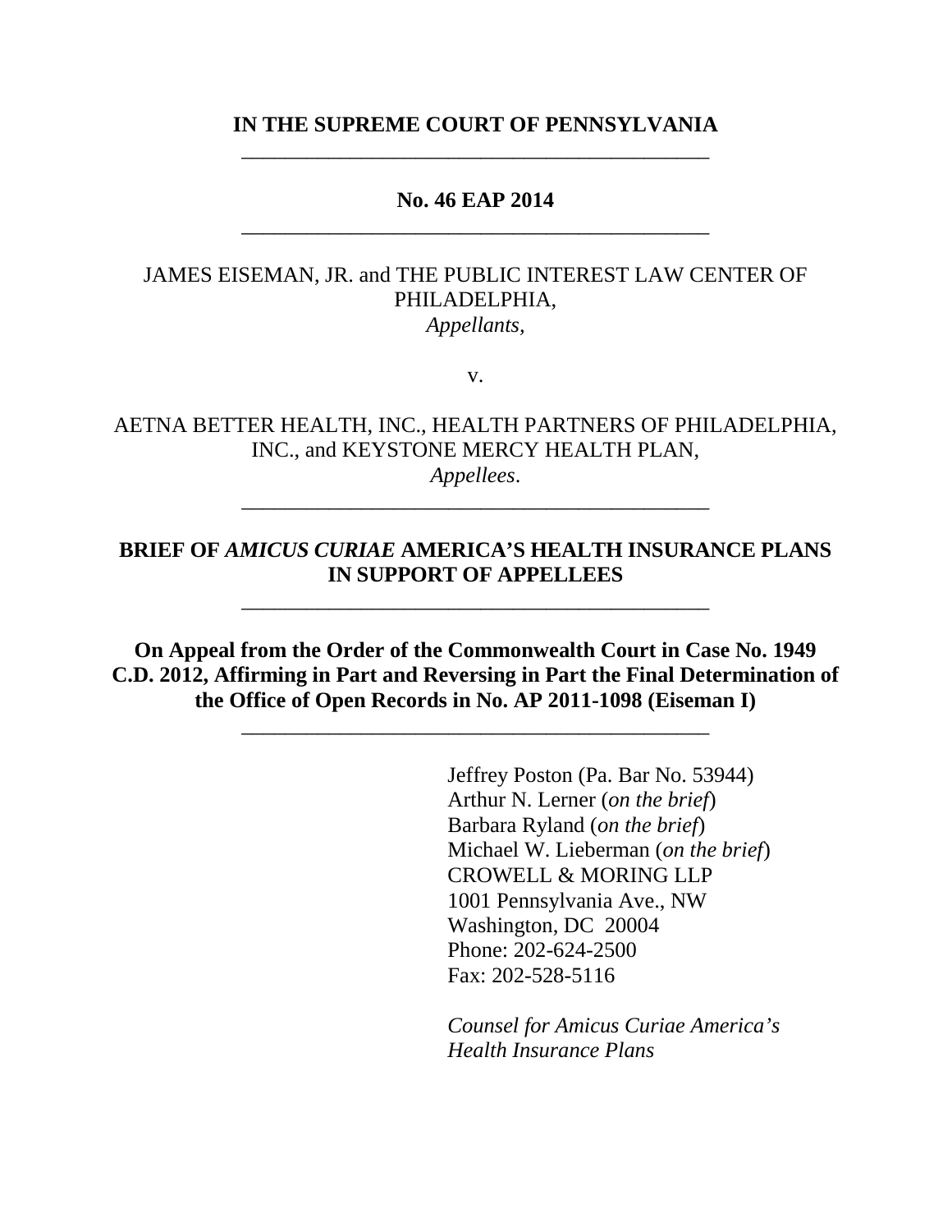**IN THE SUPREME COURT OF PENNSYLVANIA**

---

**No. 46 EAP 2014**

---

JAMES EISEMAN, JR. and THE PUBLIC INTEREST LAW CENTER OF PHILADELPHIA,
*Appellants*,

v.

AETNA BETTER HEALTH, INC., HEALTH PARTNERS OF PHILADELPHIA, INC., and KEYSTONE MERCY HEALTH PLAN,
*Appellees*.

---

**BRIEF OF *AMICUS CURIAE* AMERICA'S HEALTH INSURANCE PLANS IN SUPPORT OF APPELLEES**

---

**On Appeal from the Order of the Commonwealth Court in Case No. 1949 C.D. 2012, Affirming in Part and Reversing in Part the Final Determination of the Office of Open Records in No. AP 2011-1098 (Eiseman I)**

---

Jeffrey Poston (Pa. Bar No. 53944)
Arthur N. Lerner (*on the brief*)
Barbara Ryland (*on the brief*)
Michael W. Lieberman (*on the brief*)
CROWELL & MORING LLP
1001 Pennsylvania Ave., NW
Washington, DC 20004
Phone: 202-624-2500
Fax: 202-528-5116

*Counsel for Amicus Curiae America's Health Insurance Plans*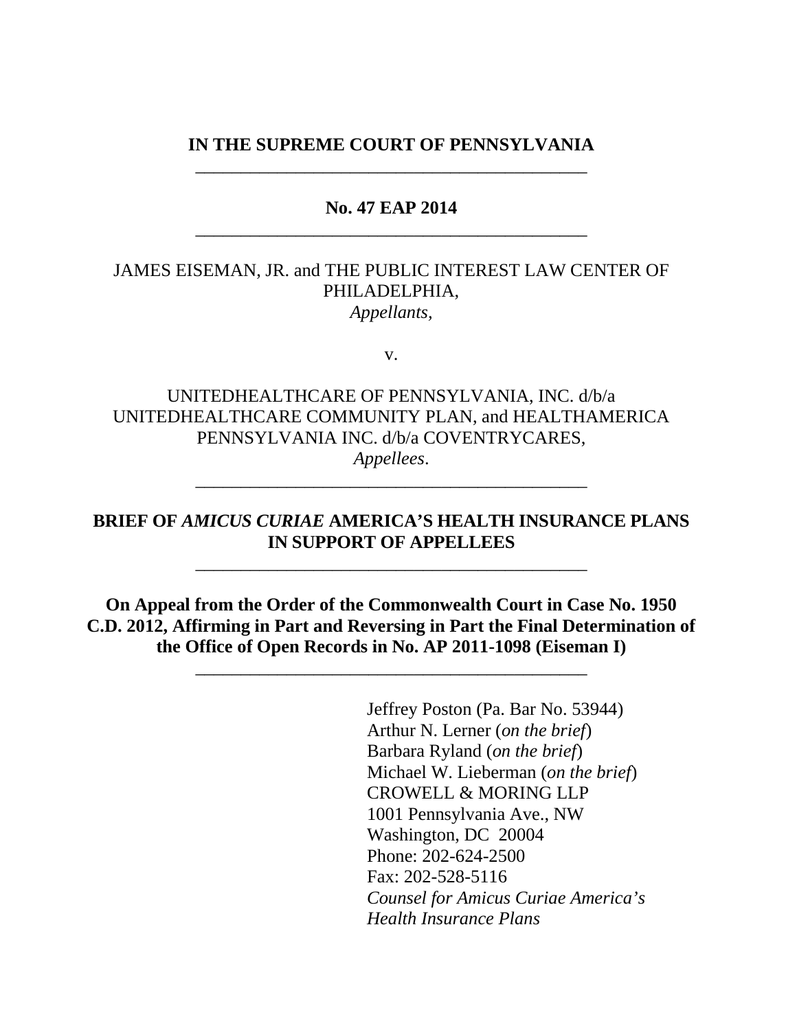**IN THE SUPREME COURT OF PENNSYLVANIA**

---

**No. 47 EAP 2014**

---

JAMES EISEMAN, JR. and THE PUBLIC INTEREST LAW CENTER OF PHILADELPHIA,
*Appellants,*

v.

UNITEDHEALTHCARE OF PENNSYLVANIA, INC. d/b/a UNITEDHEALTHCARE COMMUNITY PLAN, and HEALTHAMERICA PENNSYLVANIA INC. d/b/a COVENTRYCARES,
*Appellees*.

---

**BRIEF OF *AMICUS CURIAE* AMERICA'S HEALTH INSURANCE PLANS IN SUPPORT OF APPELLEES**

---

**On Appeal from the Order of the Commonwealth Court in Case No. 1950 C.D. 2012, Affirming in Part and Reversing in Part the Final Determination of the Office of Open Records in No. AP 2011-1098 (Eiseman I)**

---

Jeffrey Poston (Pa. Bar No. 53944)
Arthur N. Lerner (*on the brief*)
Barbara Ryland (*on the brief*)
Michael W. Lieberman (*on the brief*)
CROWELL & MORING LLP
1001 Pennsylvania Ave., NW
Washington, DC 20004
Phone: 202-624-2500
Fax: 202-528-5116
*Counsel for Amicus Curiae America's Health Insurance Plans*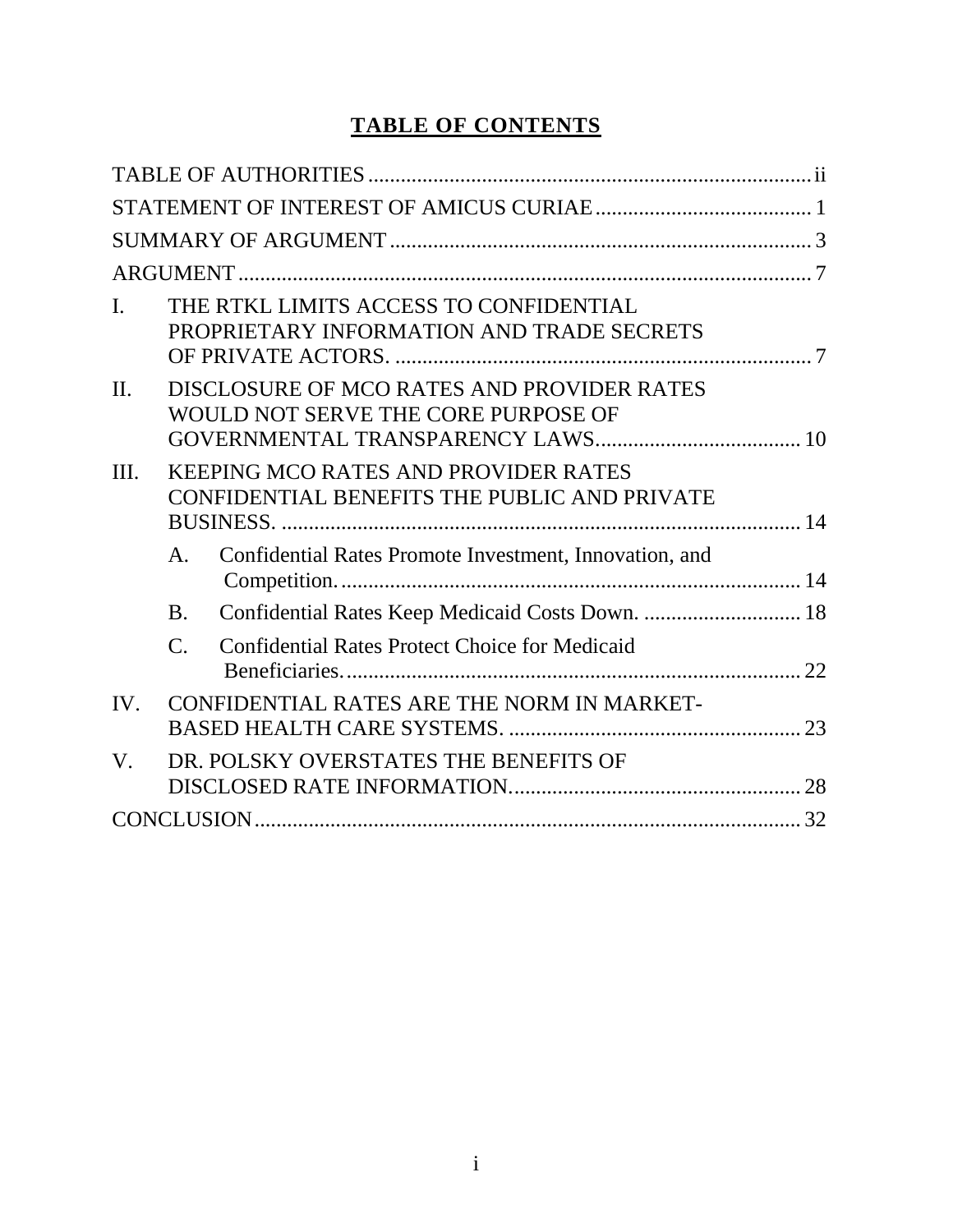# TABLE OF CONTENTS

TABLE OF AUTHORITIES ii

STATEMENT OF INTEREST OF AMICUS CURIAE 1

SUMMARY OF ARGUMENT 3

ARGUMENT 7

I. THE RTKL LIMITS ACCESS TO CONFIDENTIAL PROPRIETARY INFORMATION AND TRADE SECRETS OF PRIVATE ACTORS. 7

II. DISCLOSURE OF MCO RATES AND PROVIDER RATES WOULD NOT SERVE THE CORE PURPOSE OF GOVERNMENTAL TRANSPARENCY LAWS 10

III. KEEPING MCO RATES AND PROVIDER RATES CONFIDENTIAL BENEFITS THE PUBLIC AND PRIVATE BUSINESS. 14

- A. Confidential Rates Promote Investment, Innovation, and Competition. 14
- B. Confidential Rates Keep Medicaid Costs Down. 18
- C. Confidential Rates Protect Choice for Medicaid Beneficiaries. 22

IV. CONFIDENTIAL RATES ARE THE NORM IN MARKET-BASED HEALTH CARE SYSTEMS. 23

V. DR. POLSKY OVERSTATES THE BENEFITS OF DISCLOSED RATE INFORMATION. 28

CONCLUSION 32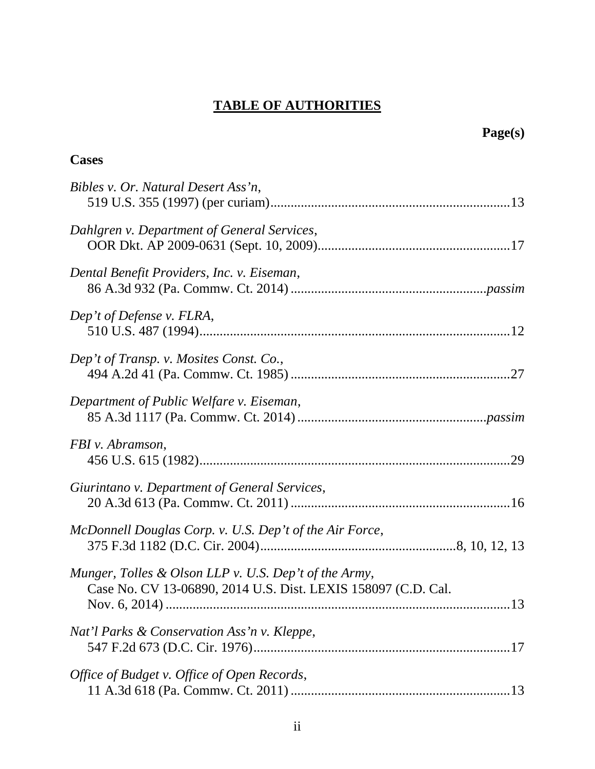# TABLE OF AUTHORITIES

**Page(s)**

**Cases**

*Bibles v. Or. Natural Desert Ass'n*,
519 U.S. 355 (1997) (per curiam)......................................................................13

*Dahlgren v. Department of General Services*,
OOR Dkt. AP 2009-0631 (Sept. 10, 2009).........................................................17

*Dental Benefit Providers, Inc. v. Eiseman*,
86 A.3d 932 (Pa. Commw. Ct. 2014) ..........................................................*passim*

*Dep't of Defense v. FLRA*,
510 U.S. 487 (1994)...........................................................................................12

*Dep't of Transp. v. Mosites Const. Co.*,
494 A.2d 41 (Pa. Commw. Ct. 1985) ................................................................27

*Department of Public Welfare v. Eiseman*,
85 A.3d 1117 (Pa. Commw. Ct. 2014) .......................................................*passim*

*FBI v. Abramson*,
456 U.S. 615 (1982)...........................................................................................29

*Giurintano v. Department of General Services*,
20 A.3d 613 (Pa. Commw. Ct. 2011) ................................................................16

*McDonnell Douglas Corp. v. U.S. Dep't of the Air Force*,
375 F.3d 1182 (D.C. Cir. 2004).........................................................8, 10, 12, 13

*Munger, Tolles & Olson LLP v. U.S. Dep't of the Army*,
Case No. CV 13-06890, 2014 U.S. Dist. LEXIS 158097 (C.D. Cal.
Nov. 6, 2014) .....................................................................................................13

*Nat'l Parks & Conservation Ass'n v. Kleppe*,
547 F.2d 673 (D.C. Cir. 1976)...........................................................................17

*Office of Budget v. Office of Open Records*,
11 A.3d 618 (Pa. Commw. Ct. 2011) ................................................................13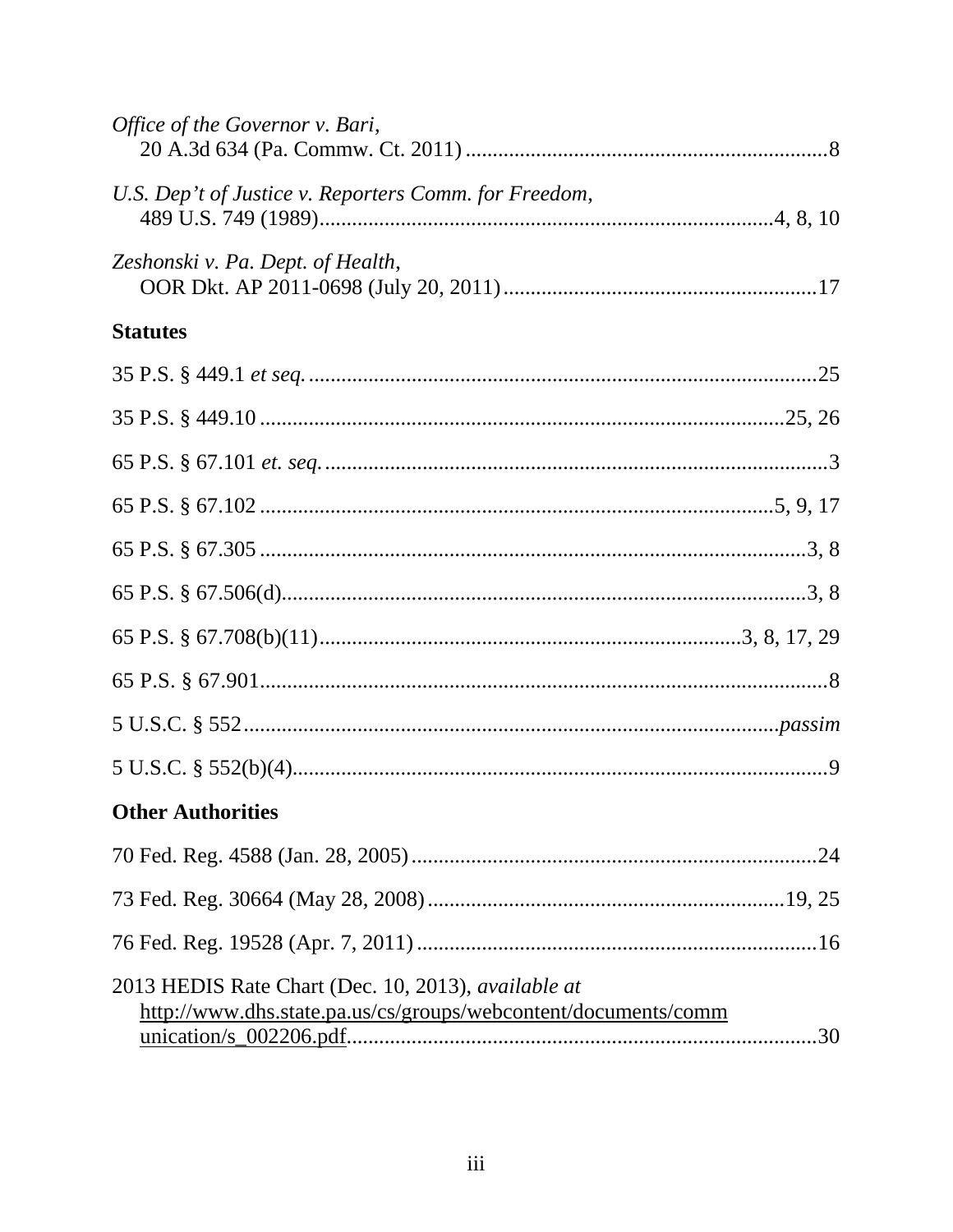*Office of the Governor v. Bari*,
20 A.3d 634 (Pa. Commw. Ct. 2011) .................................................................8

*U.S. Dep't of Justice v. Reporters Comm. for Freedom*,
489 U.S. 749 (1989).................................................................................4, 8, 10

*Zeshonski v. Pa. Dept. of Health*,
OOR Dkt. AP 2011-0698 (July 20, 2011) .........................................................17

**Statutes**

35 P.S. § 449.1 *et seq.* ............................................................................................25

35 P.S. § 449.10 ...................................................................................................25, 26

65 P.S. § 67.101 *et. seq.* ............................................................................................3

65 P.S. § 67.102 .........................................................................................5, 9, 17

65 P.S. § 67.305 ......................................................................................................3, 8

65 P.S. § 67.506(d)...................................................................................................3, 8

65 P.S. § 67.708(b)(11)...........................................................................3, 8, 17, 29

65 P.S. § 67.901...........................................................................................................8

5 U.S.C. § 552...........................................................................................*passim*

5 U.S.C. § 552(b)(4)...................................................................................................9

**Other Authorities**

70 Fed. Reg. 4588 (Jan. 28, 2005) ..........................................................................24

73 Fed. Reg. 30664 (May 28, 2008) ..................................................................19, 25

76 Fed. Reg. 19528 (Apr. 7, 2011) ..........................................................................16

2013 HEDIS Rate Chart (Dec. 10, 2013), *available at*
http://www.dhs.state.pa.us/cs/groups/webcontent/documents/communication/s_002206.pdf......................................................................................30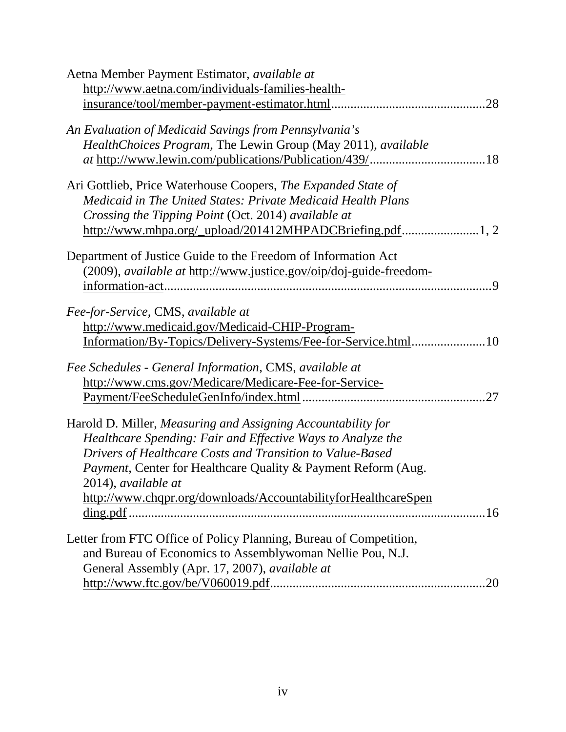Aetna Member Payment Estimator, *available at* http://www.aetna.com/individuals-families-health-insurance/tool/member-payment-estimator.html ............................................... 28

*An Evaluation of Medicaid Savings from Pennsylvania's HealthChoices Program*, The Lewin Group (May 2011), *available at* http://www.lewin.com/publications/Publication/439/ .................................... 18

Ari Gottlieb, Price Waterhouse Coopers, *The Expanded State of Medicaid in The United States: Private Medicaid Health Plans Crossing the Tipping Point* (Oct. 2014) *available at* http://www.mhpa.org/_upload/201412MHPADCBriefing.pdf ........................ 1, 2

Department of Justice Guide to the Freedom of Information Act (2009), *available at* http://www.justice.gov/oip/doj-guide-freedom-information-act ..................................................................................................... 9

*Fee-for-Service*, CMS, *available at* http://www.medicaid.gov/Medicaid-CHIP-Program-Information/By-Topics/Delivery-Systems/Fee-for-Service.html ...................... 10

*Fee Schedules - General Information*, CMS, *available at* http://www.cms.gov/Medicare/Medicare-Fee-for-Service-Payment/FeeScheduleGenInfo/index.html ........................................................ 27

Harold D. Miller, *Measuring and Assigning Accountability for Healthcare Spending: Fair and Effective Ways to Analyze the Drivers of Healthcare Costs and Transition to Value-Based Payment*, Center for Healthcare Quality & Payment Reform (Aug. 2014), *available at* http://www.chqpr.org/downloads/AccountabilityforHealthcareSpending.pdf ............................................................................................................. 16

Letter from FTC Office of Policy Planning, Bureau of Competition, and Bureau of Economics to Assemblywoman Nellie Pou, N.J. General Assembly (Apr. 17, 2007), *available at* http://www.ftc.gov/be/V060019.pdf .................................................................. 20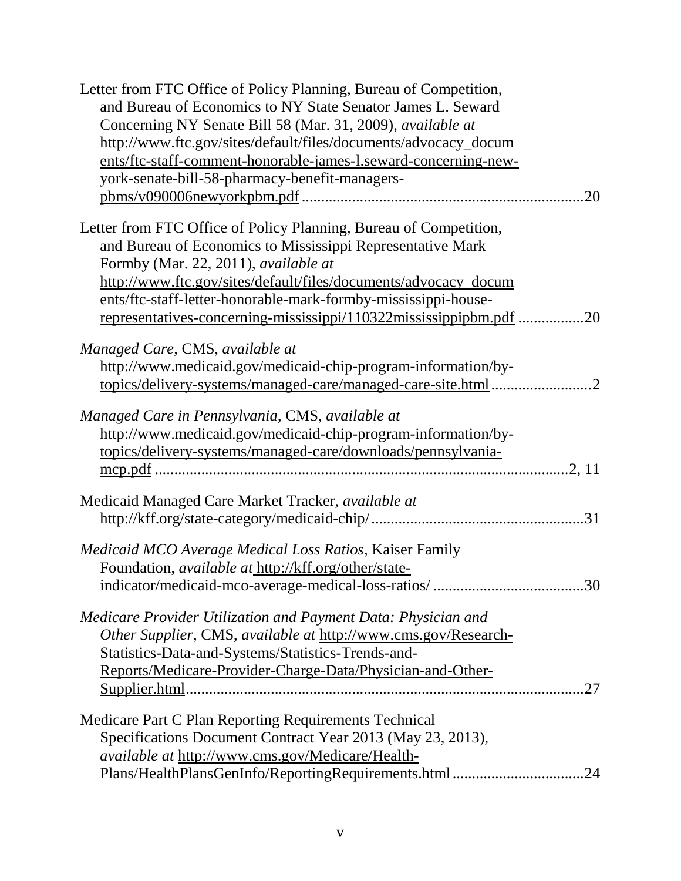Letter from FTC Office of Policy Planning, Bureau of Competition, and Bureau of Economics to NY State Senator James L. Seward Concerning NY Senate Bill 58 (Mar. 31, 2009), *available at* http://www.ftc.gov/sites/default/files/documents/advocacy_documents/ftc-staff-comment-honorable-james-l.seward-concerning-new-york-senate-bill-58-pharmacy-benefit-managers-pbms/v090006newyorkpbm.pdf ........................................................................20

Letter from FTC Office of Policy Planning, Bureau of Competition, and Bureau of Economics to Mississippi Representative Mark Formby (Mar. 22, 2011), *available at* http://www.ftc.gov/sites/default/files/documents/advocacy_documents/ftc-staff-letter-honorable-mark-formby-mississippi-house-representatives-concerning-mississippi/110322mississippipbm.pdf .................20

*Managed Care*, CMS, *available at* http://www.medicaid.gov/medicaid-chip-program-information/by-topics/delivery-systems/managed-care/managed-care-site.html ..........................2

*Managed Care in Pennsylvania*, CMS, *available at* http://www.medicaid.gov/medicaid-chip-program-information/by-topics/delivery-systems/managed-care/downloads/pennsylvania-mcp.pdf ..........................................................................................2, 11

Medicaid Managed Care Market Tracker, *available at* http://kff.org/state-category/medicaid-chip/......................................................31

*Medicaid MCO Average Medical Loss Ratios*, Kaiser Family Foundation, *available at* http://kff.org/other/state-indicator/medicaid-mco-average-medical-loss-ratios/ .......................................30

*Medicare Provider Utilization and Payment Data: Physician and Other Supplier*, CMS, *available at* http://www.cms.gov/Research-Statistics-Data-and-Systems/Statistics-Trends-and-Reports/Medicare-Provider-Charge-Data/Physician-and-Other-Supplier.html.......................................................................................27

Medicare Part C Plan Reporting Requirements Technical Specifications Document Contract Year 2013 (May 23, 2013), *available at* http://www.cms.gov/Medicare/Health-Plans/HealthPlansGenInfo/ReportingRequirements.html..................................24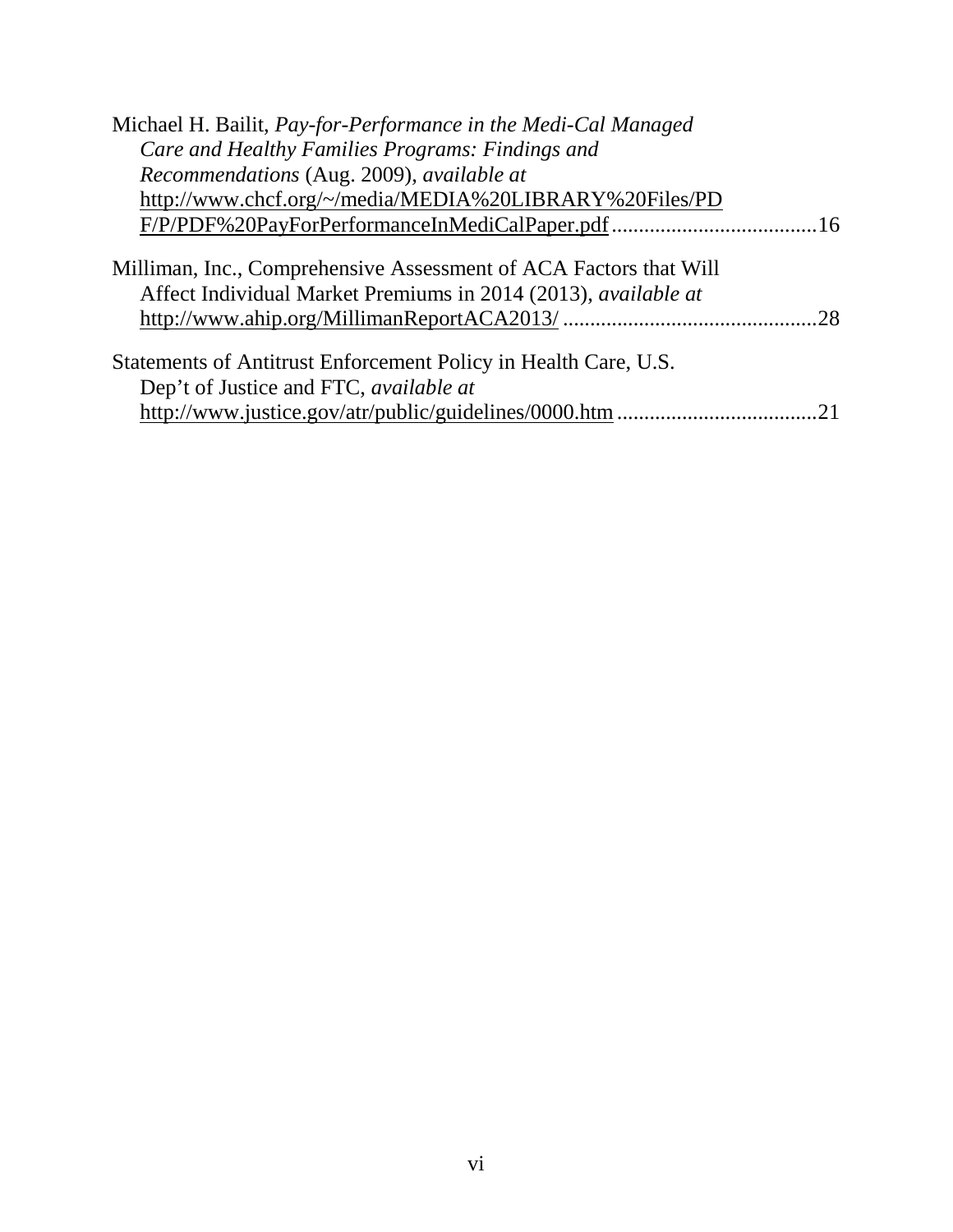Michael H. Bailit, *Pay-for-Performance in the Medi-Cal Managed Care and Healthy Families Programs: Findings and Recommendations* (Aug. 2009), *available at* http://www.chcf.org/~/media/MEDIA%20LIBRARY%20Files/PDF/P/PDF%20PayForPerformanceInMediCalPaper.pdf ......................................16

Milliman, Inc., Comprehensive Assessment of ACA Factors that Will Affect Individual Market Premiums in 2014 (2013), *available at* http://www.ahip.org/MillimanReportACA2013/ ...............................................28

Statements of Antitrust Enforcement Policy in Health Care, U.S. Dep't of Justice and FTC, *available at* http://www.justice.gov/atr/public/guidelines/0000.htm .....................................21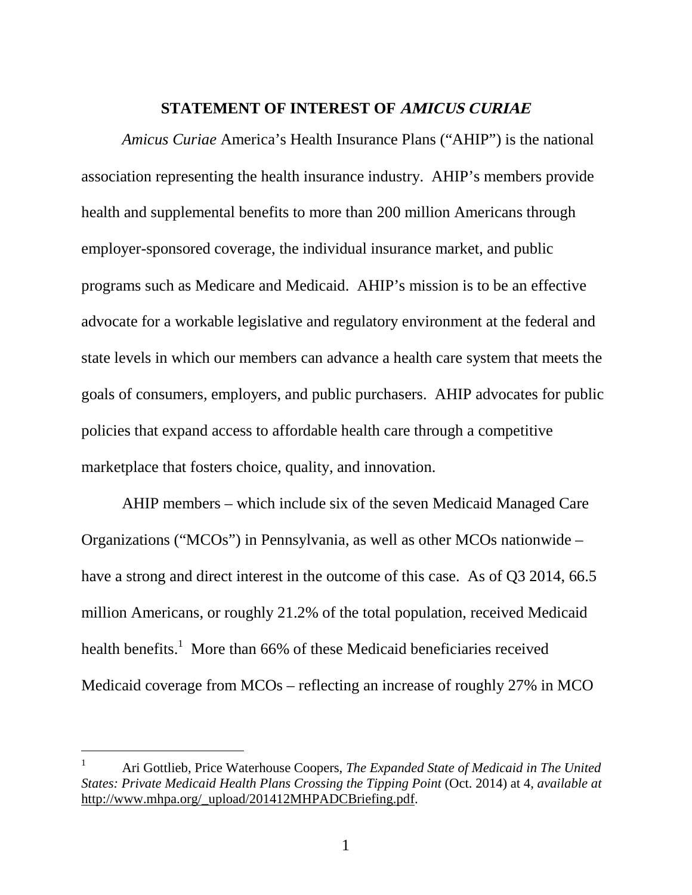## STATEMENT OF INTEREST OF *AMICUS CURIAE*

*Amicus Curiae* America's Health Insurance Plans ("AHIP") is the national association representing the health insurance industry. AHIP's members provide health and supplemental benefits to more than 200 million Americans through employer-sponsored coverage, the individual insurance market, and public programs such as Medicare and Medicaid. AHIP's mission is to be an effective advocate for a workable legislative and regulatory environment at the federal and state levels in which our members can advance a health care system that meets the goals of consumers, employers, and public purchasers. AHIP advocates for public policies that expand access to affordable health care through a competitive marketplace that fosters choice, quality, and innovation.

AHIP members – which include six of the seven Medicaid Managed Care Organizations ("MCOs") in Pennsylvania, as well as other MCOs nationwide – have a strong and direct interest in the outcome of this case. As of Q3 2014, 66.5 million Americans, or roughly 21.2% of the total population, received Medicaid health benefits.[1] More than 66% of these Medicaid beneficiaries received Medicaid coverage from MCOs – reflecting an increase of roughly 27% in MCO

---

[1] Ari Gottlieb, Price Waterhouse Coopers, *The Expanded State of Medicaid in The United States: Private Medicaid Health Plans Crossing the Tipping Point* (Oct. 2014) at 4, *available at* http://www.mhpa.org/_upload/201412MHPADCBriefing.pdf.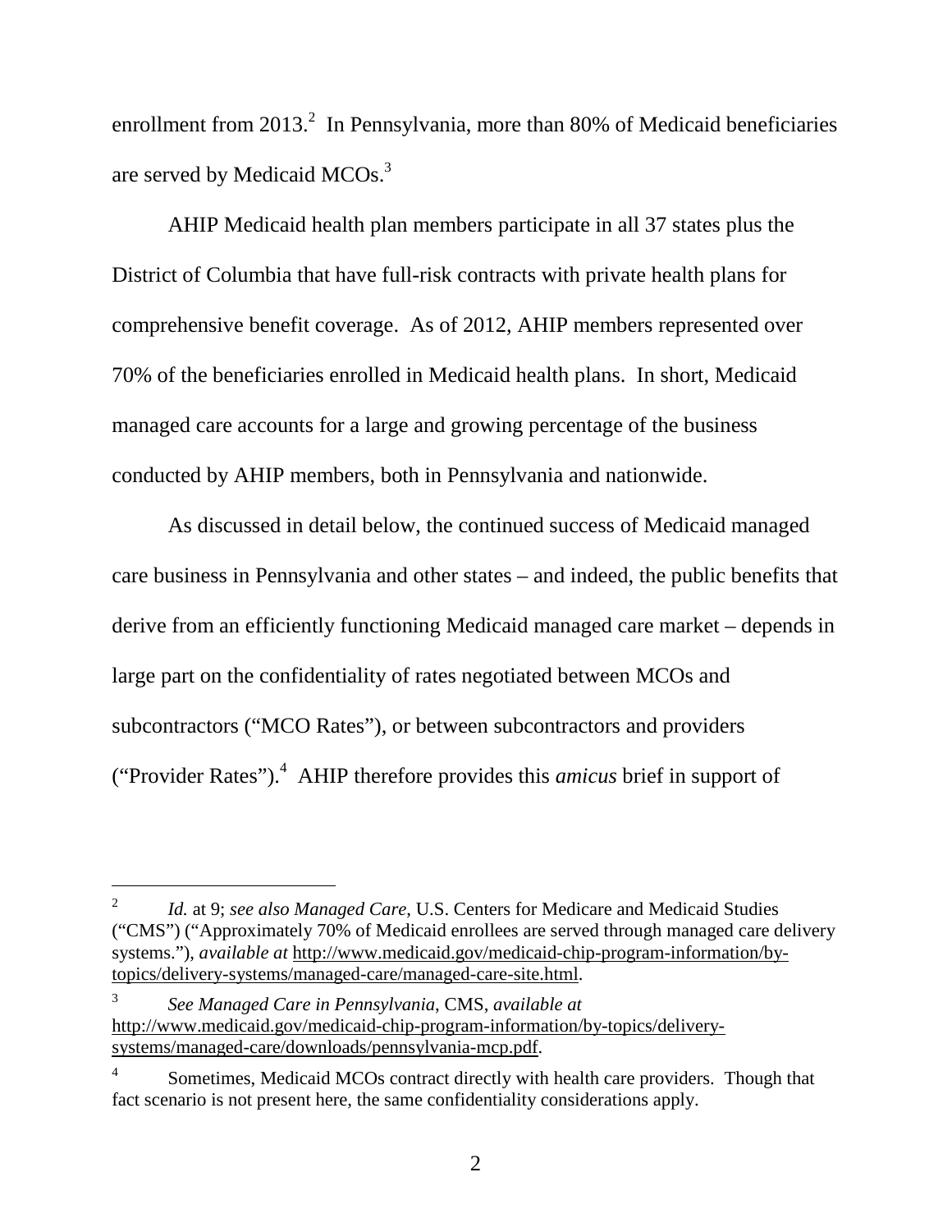enrollment from 2013.[2] In Pennsylvania, more than 80% of Medicaid beneficiaries are served by Medicaid MCOs.[3]

AHIP Medicaid health plan members participate in all 37 states plus the District of Columbia that have full-risk contracts with private health plans for comprehensive benefit coverage. As of 2012, AHIP members represented over 70% of the beneficiaries enrolled in Medicaid health plans. In short, Medicaid managed care accounts for a large and growing percentage of the business conducted by AHIP members, both in Pennsylvania and nationwide.

As discussed in detail below, the continued success of Medicaid managed care business in Pennsylvania and other states – and indeed, the public benefits that derive from an efficiently functioning Medicaid managed care market – depends in large part on the confidentiality of rates negotiated between MCOs and subcontractors ("MCO Rates"), or between subcontractors and providers ("Provider Rates").[4] AHIP therefore provides this *amicus* brief in support of

---

[2] *Id.* at 9; *see also Managed Care*, U.S. Centers for Medicare and Medicaid Studies ("CMS") ("Approximately 70% of Medicaid enrollees are served through managed care delivery systems."), *available at* http://www.medicaid.gov/medicaid-chip-program-information/by-topics/delivery-systems/managed-care/managed-care-site.html.

[3] *See Managed Care in Pennsylvania*, CMS, *available at* http://www.medicaid.gov/medicaid-chip-program-information/by-topics/delivery-systems/managed-care/downloads/pennsylvania-mcp.pdf.

[4] Sometimes, Medicaid MCOs contract directly with health care providers. Though that fact scenario is not present here, the same confidentiality considerations apply.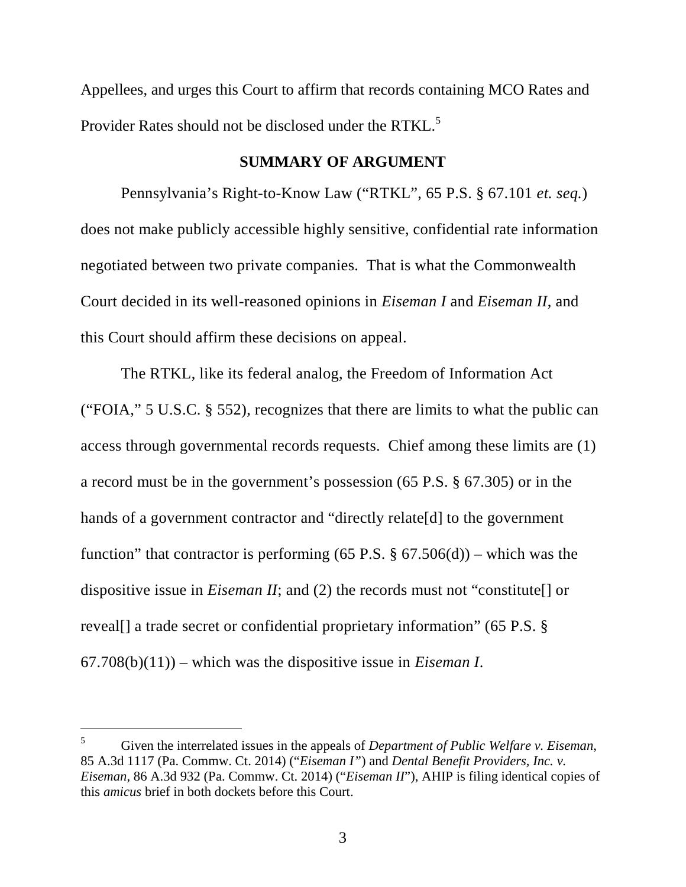Appellees, and urges this Court to affirm that records containing MCO Rates and Provider Rates should not be disclosed under the RTKL.[5]

## SUMMARY OF ARGUMENT

Pennsylvania's Right-to-Know Law ("RTKL", 65 P.S. § 67.101 *et. seq.*) does not make publicly accessible highly sensitive, confidential rate information negotiated between two private companies. That is what the Commonwealth Court decided in its well-reasoned opinions in *Eiseman I* and *Eiseman II*, and this Court should affirm these decisions on appeal.

The RTKL, like its federal analog, the Freedom of Information Act ("FOIA," 5 U.S.C. § 552), recognizes that there are limits to what the public can access through governmental records requests. Chief among these limits are (1) a record must be in the government's possession (65 P.S. § 67.305) or in the hands of a government contractor and "directly relate[d] to the government function" that contractor is performing (65 P.S. § 67.506(d)) – which was the dispositive issue in *Eiseman II*; and (2) the records must not "constitute[] or reveal[] a trade secret or confidential proprietary information" (65 P.S. § 67.708(b)(11)) – which was the dispositive issue in *Eiseman I*.

---

[5] Given the interrelated issues in the appeals of *Department of Public Welfare v. Eiseman*, 85 A.3d 1117 (Pa. Commw. Ct. 2014) ("*Eiseman I*") and *Dental Benefit Providers, Inc. v. Eiseman*, 86 A.3d 932 (Pa. Commw. Ct. 2014) ("*Eiseman II*"), AHIP is filing identical copies of this *amicus* brief in both dockets before this Court.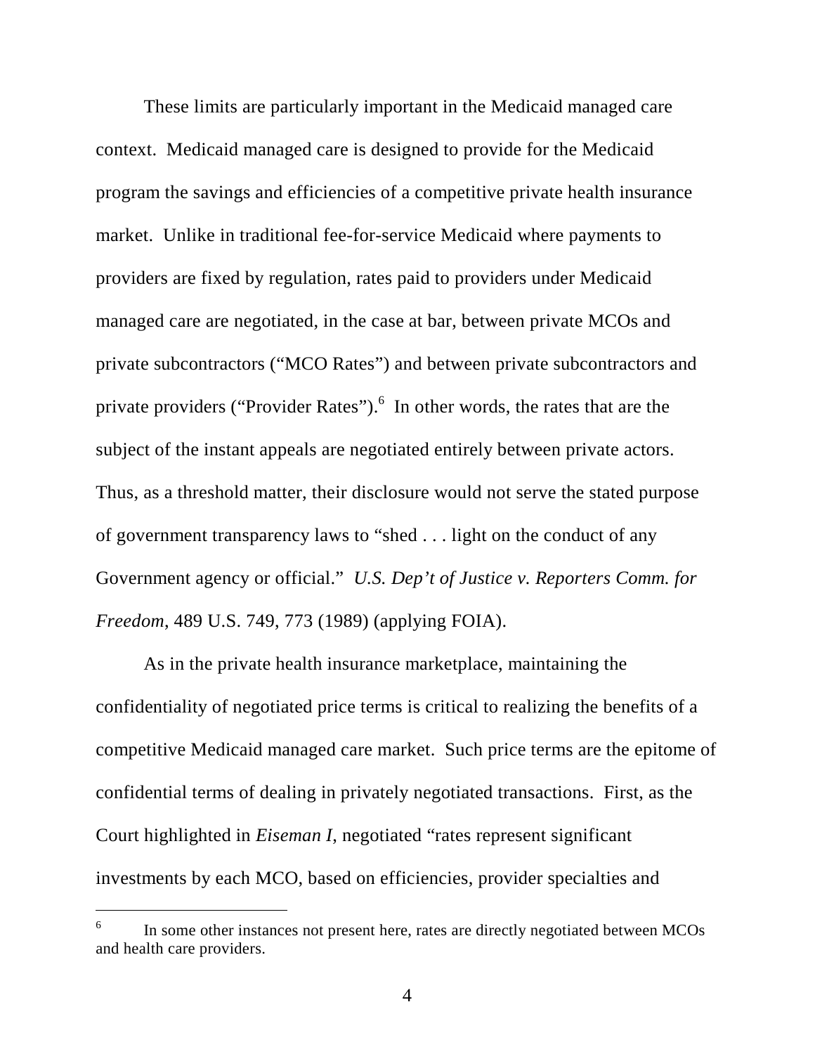These limits are particularly important in the Medicaid managed care context. Medicaid managed care is designed to provide for the Medicaid program the savings and efficiencies of a competitive private health insurance market. Unlike in traditional fee-for-service Medicaid where payments to providers are fixed by regulation, rates paid to providers under Medicaid managed care are negotiated, in the case at bar, between private MCOs and private subcontractors ("MCO Rates") and between private subcontractors and private providers ("Provider Rates").[6] In other words, the rates that are the subject of the instant appeals are negotiated entirely between private actors. Thus, as a threshold matter, their disclosure would not serve the stated purpose of government transparency laws to "shed . . . light on the conduct of any Government agency or official." *U.S. Dep't of Justice v. Reporters Comm. for Freedom*, 489 U.S. 749, 773 (1989) (applying FOIA).

As in the private health insurance marketplace, maintaining the confidentiality of negotiated price terms is critical to realizing the benefits of a competitive Medicaid managed care market. Such price terms are the epitome of confidential terms of dealing in privately negotiated transactions. First, as the Court highlighted in *Eiseman I*, negotiated "rates represent significant investments by each MCO, based on efficiencies, provider specialties and

[6] In some other instances not present here, rates are directly negotiated between MCOs and health care providers.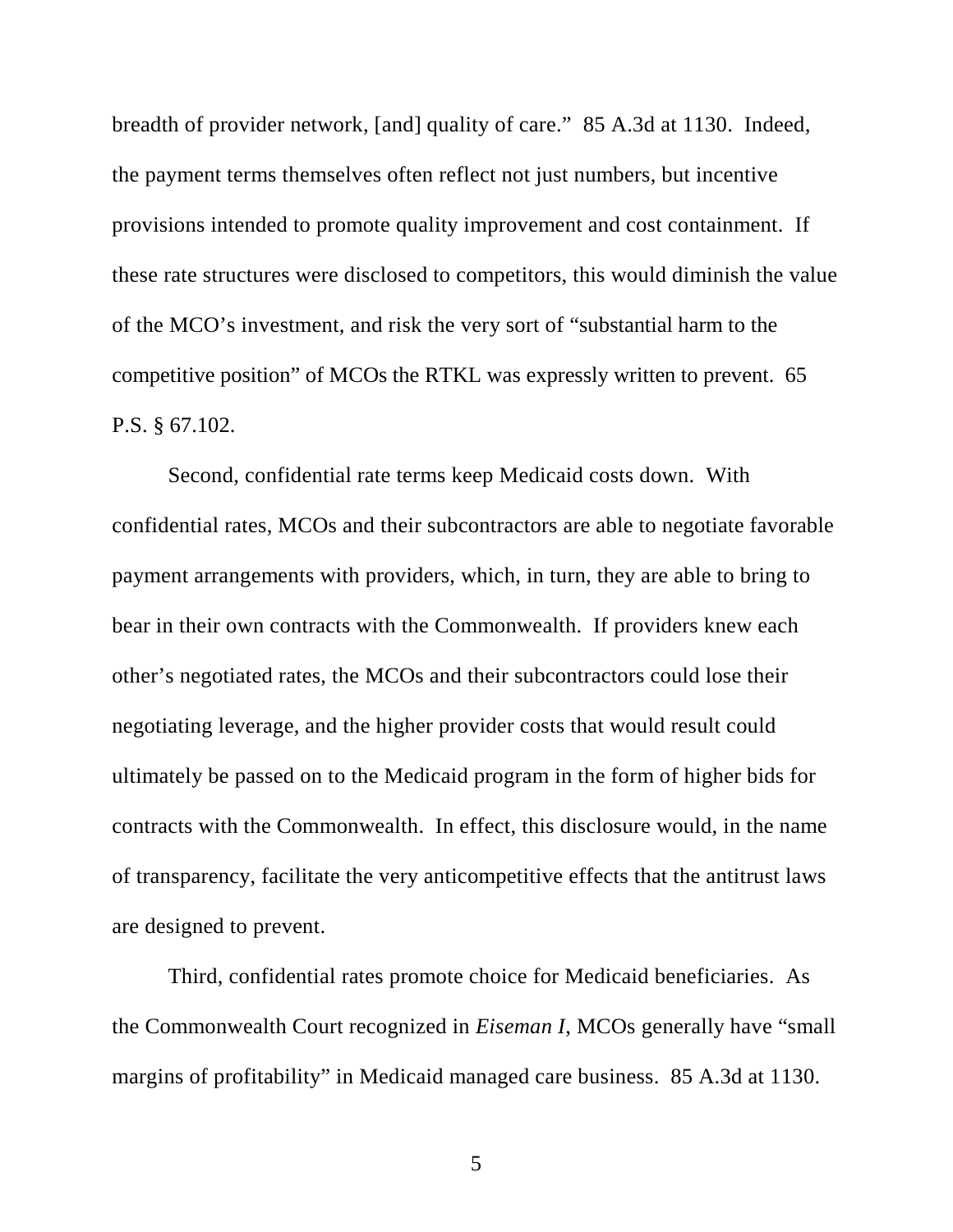breadth of provider network, [and] quality of care." 85 A.3d at 1130. Indeed, the payment terms themselves often reflect not just numbers, but incentive provisions intended to promote quality improvement and cost containment. If these rate structures were disclosed to competitors, this would diminish the value of the MCO's investment, and risk the very sort of "substantial harm to the competitive position" of MCOs the RTKL was expressly written to prevent. 65 P.S. § 67.102.

Second, confidential rate terms keep Medicaid costs down. With confidential rates, MCOs and their subcontractors are able to negotiate favorable payment arrangements with providers, which, in turn, they are able to bring to bear in their own contracts with the Commonwealth. If providers knew each other's negotiated rates, the MCOs and their subcontractors could lose their negotiating leverage, and the higher provider costs that would result could ultimately be passed on to the Medicaid program in the form of higher bids for contracts with the Commonwealth. In effect, this disclosure would, in the name of transparency, facilitate the very anticompetitive effects that the antitrust laws are designed to prevent.

Third, confidential rates promote choice for Medicaid beneficiaries. As the Commonwealth Court recognized in *Eiseman I*, MCOs generally have "small margins of profitability" in Medicaid managed care business. 85 A.3d at 1130.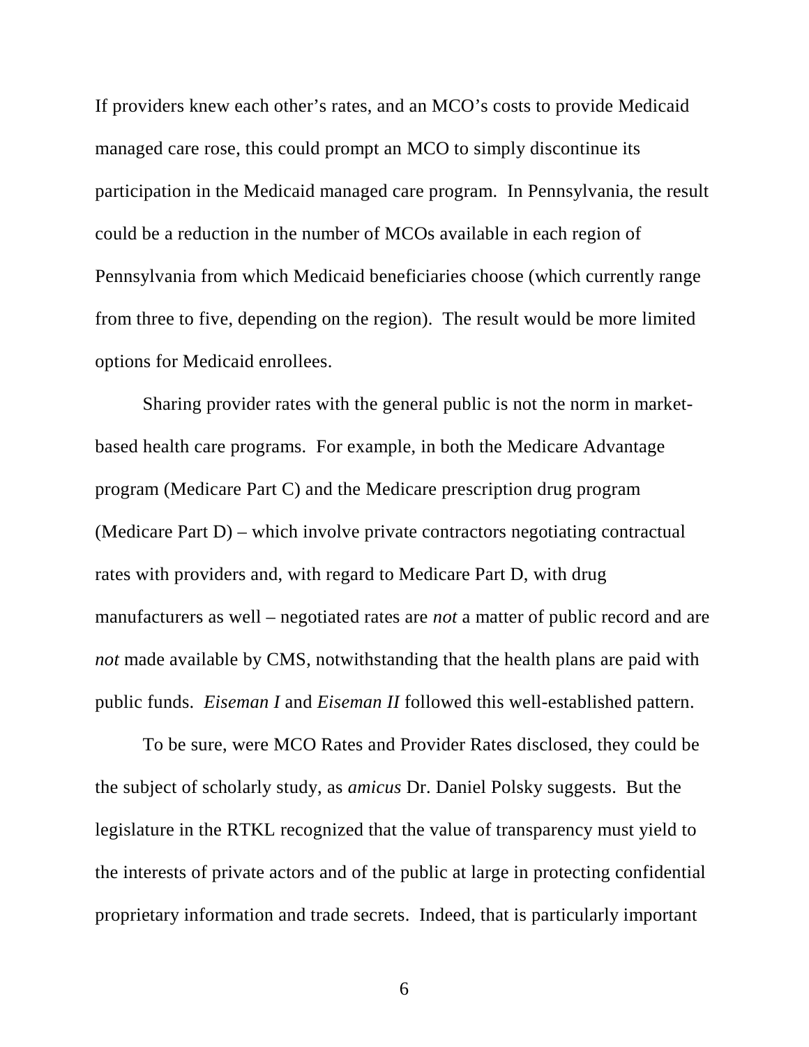If providers knew each other's rates, and an MCO's costs to provide Medicaid managed care rose, this could prompt an MCO to simply discontinue its participation in the Medicaid managed care program. In Pennsylvania, the result could be a reduction in the number of MCOs available in each region of Pennsylvania from which Medicaid beneficiaries choose (which currently range from three to five, depending on the region). The result would be more limited options for Medicaid enrollees.

Sharing provider rates with the general public is not the norm in market-based health care programs. For example, in both the Medicare Advantage program (Medicare Part C) and the Medicare prescription drug program (Medicare Part D) – which involve private contractors negotiating contractual rates with providers and, with regard to Medicare Part D, with drug manufacturers as well – negotiated rates are *not* a matter of public record and are *not* made available by CMS, notwithstanding that the health plans are paid with public funds. *Eiseman I* and *Eiseman II* followed this well-established pattern.

To be sure, were MCO Rates and Provider Rates disclosed, they could be the subject of scholarly study, as *amicus* Dr. Daniel Polsky suggests. But the legislature in the RTKL recognized that the value of transparency must yield to the interests of private actors and of the public at large in protecting confidential proprietary information and trade secrets. Indeed, that is particularly important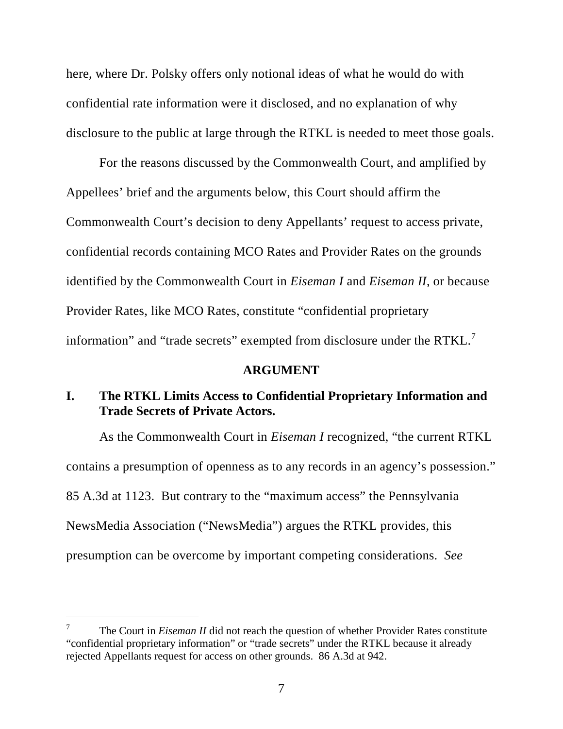here, where Dr. Polsky offers only notional ideas of what he would do with confidential rate information were it disclosed, and no explanation of why disclosure to the public at large through the RTKL is needed to meet those goals.

For the reasons discussed by the Commonwealth Court, and amplified by Appellees' brief and the arguments below, this Court should affirm the Commonwealth Court's decision to deny Appellants' request to access private, confidential records containing MCO Rates and Provider Rates on the grounds identified by the Commonwealth Court in *Eiseman I* and *Eiseman II*, or because Provider Rates, like MCO Rates, constitute "confidential proprietary information" and "trade secrets" exempted from disclosure under the RTKL.[7]

## ARGUMENT

### I. The RTKL Limits Access to Confidential Proprietary Information and Trade Secrets of Private Actors.

As the Commonwealth Court in *Eiseman I* recognized, "the current RTKL contains a presumption of openness as to any records in an agency's possession." 85 A.3d at 1123. But contrary to the "maximum access" the Pennsylvania NewsMedia Association ("NewsMedia") argues the RTKL provides, this presumption can be overcome by important competing considerations. *See*

---

[7] The Court in *Eiseman II* did not reach the question of whether Provider Rates constitute "confidential proprietary information" or "trade secrets" under the RTKL because it already rejected Appellants request for access on other grounds. 86 A.3d at 942.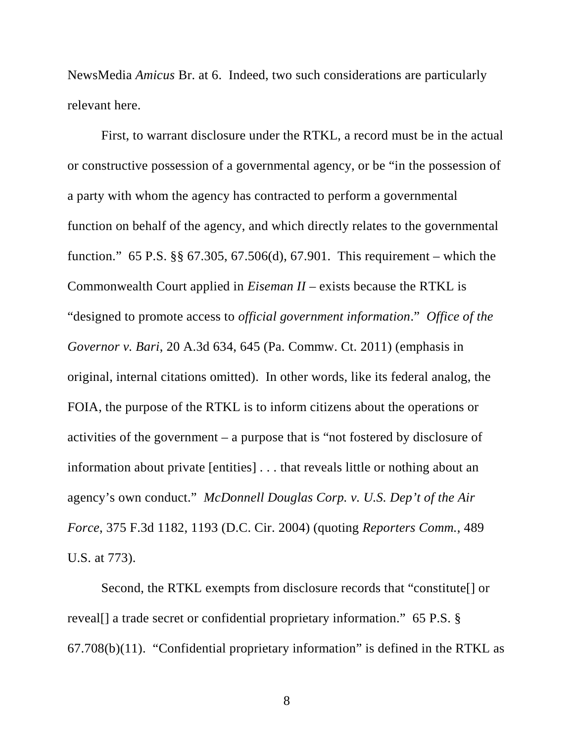NewsMedia *Amicus* Br. at 6. Indeed, two such considerations are particularly relevant here.

First, to warrant disclosure under the RTKL, a record must be in the actual or constructive possession of a governmental agency, or be "in the possession of a party with whom the agency has contracted to perform a governmental function on behalf of the agency, and which directly relates to the governmental function." 65 P.S. §§ 67.305, 67.506(d), 67.901. This requirement – which the Commonwealth Court applied in *Eiseman II* – exists because the RTKL is "designed to promote access to *official government information*." *Office of the Governor v. Bari*, 20 A.3d 634, 645 (Pa. Commw. Ct. 2011) (emphasis in original, internal citations omitted). In other words, like its federal analog, the FOIA, the purpose of the RTKL is to inform citizens about the operations or activities of the government – a purpose that is "not fostered by disclosure of information about private [entities] . . . that reveals little or nothing about an agency's own conduct." *McDonnell Douglas Corp. v. U.S. Dep't of the Air Force*, 375 F.3d 1182, 1193 (D.C. Cir. 2004) (quoting *Reporters Comm.*, 489 U.S. at 773).

Second, the RTKL exempts from disclosure records that "constitute[] or reveal[] a trade secret or confidential proprietary information." 65 P.S. § 67.708(b)(11). "Confidential proprietary information" is defined in the RTKL as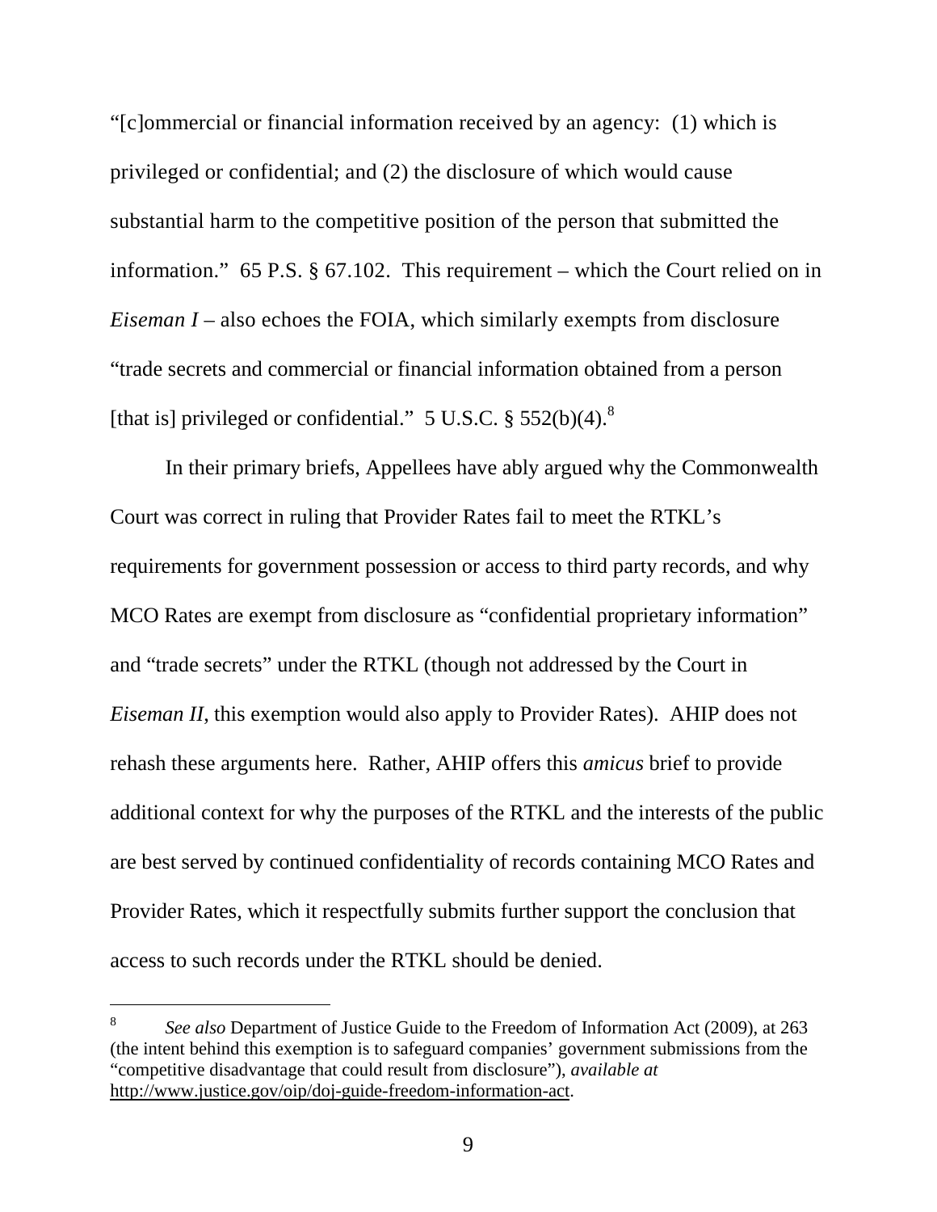"[c]ommercial or financial information received by an agency: (1) which is privileged or confidential; and (2) the disclosure of which would cause substantial harm to the competitive position of the person that submitted the information." 65 P.S. § 67.102. This requirement – which the Court relied on in *Eiseman I* – also echoes the FOIA, which similarly exempts from disclosure "trade secrets and commercial or financial information obtained from a person [that is] privileged or confidential." 5 U.S.C. § 552(b)(4).[8]

In their primary briefs, Appellees have ably argued why the Commonwealth Court was correct in ruling that Provider Rates fail to meet the RTKL's requirements for government possession or access to third party records, and why MCO Rates are exempt from disclosure as "confidential proprietary information" and "trade secrets" under the RTKL (though not addressed by the Court in *Eiseman II*, this exemption would also apply to Provider Rates). AHIP does not rehash these arguments here. Rather, AHIP offers this *amicus* brief to provide additional context for why the purposes of the RTKL and the interests of the public are best served by continued confidentiality of records containing MCO Rates and Provider Rates, which it respectfully submits further support the conclusion that access to such records under the RTKL should be denied.

---

[8] *See also* Department of Justice Guide to the Freedom of Information Act (2009), at 263 (the intent behind this exemption is to safeguard companies' government submissions from the "competitive disadvantage that could result from disclosure"), *available at* http://www.justice.gov/oip/doj-guide-freedom-information-act.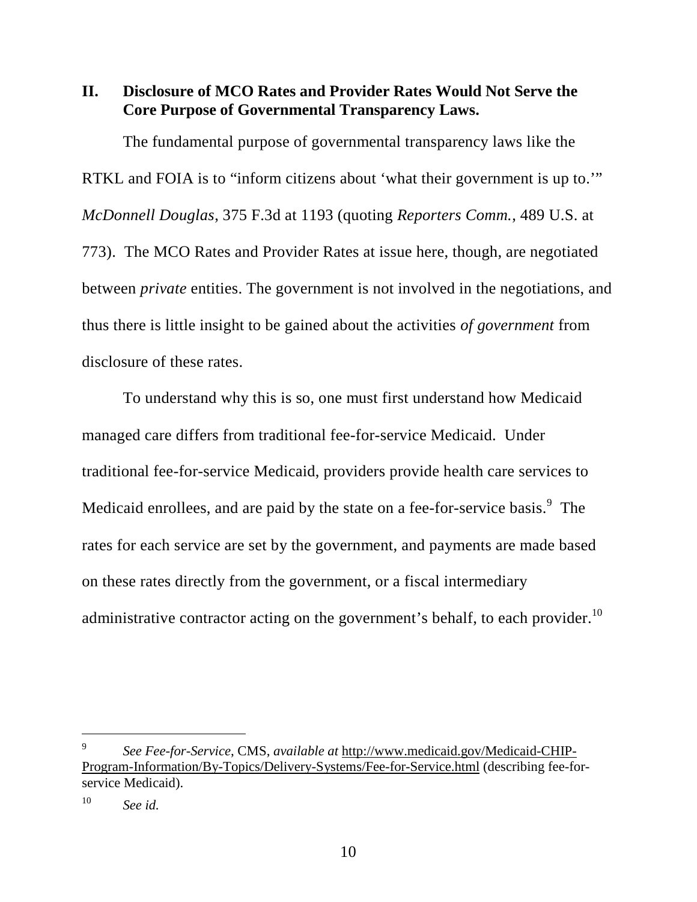## II. Disclosure of MCO Rates and Provider Rates Would Not Serve the Core Purpose of Governmental Transparency Laws.

The fundamental purpose of governmental transparency laws like the RTKL and FOIA is to "inform citizens about 'what their government is up to.'" *McDonnell Douglas*, 375 F.3d at 1193 (quoting *Reporters Comm.*, 489 U.S. at 773). The MCO Rates and Provider Rates at issue here, though, are negotiated between *private* entities. The government is not involved in the negotiations, and thus there is little insight to be gained about the activities *of government* from disclosure of these rates.

To understand why this is so, one must first understand how Medicaid managed care differs from traditional fee-for-service Medicaid. Under traditional fee-for-service Medicaid, providers provide health care services to Medicaid enrollees, and are paid by the state on a fee-for-service basis.[9] The rates for each service are set by the government, and payments are made based on these rates directly from the government, or a fiscal intermediary administrative contractor acting on the government's behalf, to each provider.[10]

---

[9] *See Fee-for-Service*, CMS, *available at* http://www.medicaid.gov/Medicaid-CHIP-Program-Information/By-Topics/Delivery-Systems/Fee-for-Service.html (describing fee-for-service Medicaid).

[10] *See id.*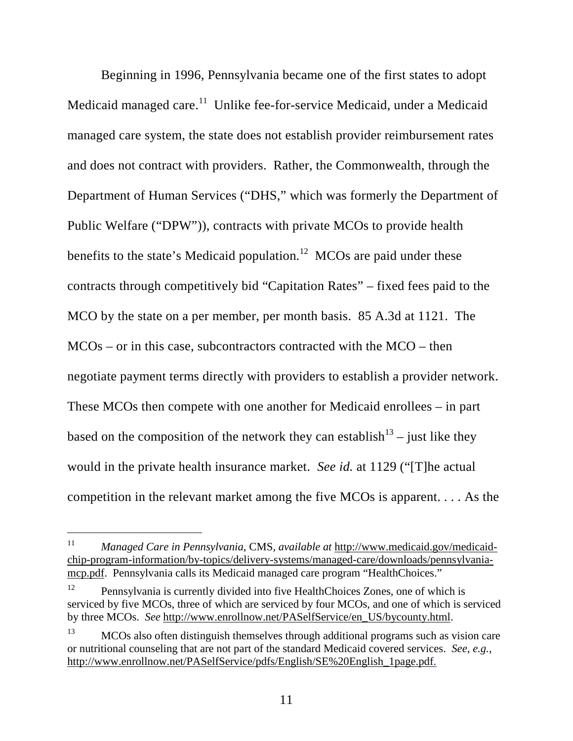Beginning in 1996, Pennsylvania became one of the first states to adopt Medicaid managed care.[11] Unlike fee-for-service Medicaid, under a Medicaid managed care system, the state does not establish provider reimbursement rates and does not contract with providers. Rather, the Commonwealth, through the Department of Human Services ("DHS," which was formerly the Department of Public Welfare ("DPW")), contracts with private MCOs to provide health benefits to the state's Medicaid population.[12] MCOs are paid under these contracts through competitively bid "Capitation Rates" – fixed fees paid to the MCO by the state on a per member, per month basis. 85 A.3d at 1121. The MCOs – or in this case, subcontractors contracted with the MCO – then negotiate payment terms directly with providers to establish a provider network. These MCOs then compete with one another for Medicaid enrollees – in part based on the composition of the network they can establish[13] – just like they would in the private health insurance market. *See id.* at 1129 ("[T]he actual competition in the relevant market among the five MCOs is apparent. . . . As the

---

[11] *Managed Care in Pennsylvania*, CMS, *available at* http://www.medicaid.gov/medicaid-chip-program-information/by-topics/delivery-systems/managed-care/downloads/pennsylvania-mcp.pdf. Pennsylvania calls its Medicaid managed care program "HealthChoices."

[12] Pennsylvania is currently divided into five HealthChoices Zones, one of which is serviced by five MCOs, three of which are serviced by four MCOs, and one of which is serviced by three MCOs. *See* http://www.enrollnow.net/PASelfService/en_US/bycounty.html.

[13] MCOs also often distinguish themselves through additional programs such as vision care or nutritional counseling that are not part of the standard Medicaid covered services. *See, e.g.*, http://www.enrollnow.net/PASelfService/pdfs/English/SE%20English_1page.pdf.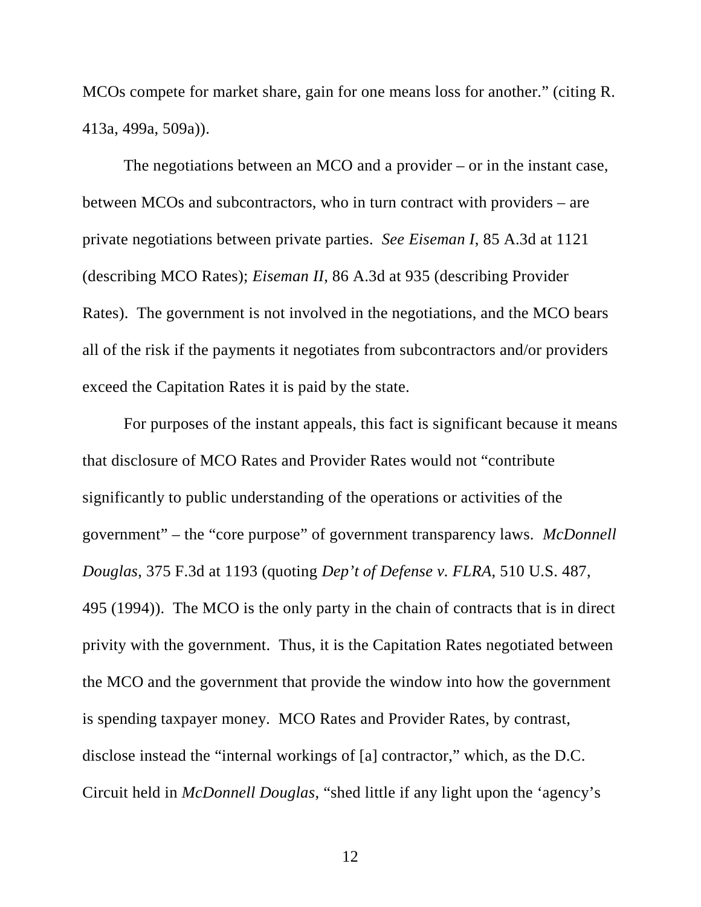MCOs compete for market share, gain for one means loss for another." (citing R. 413a, 499a, 509a)).

The negotiations between an MCO and a provider – or in the instant case, between MCOs and subcontractors, who in turn contract with providers – are private negotiations between private parties. *See Eiseman I*, 85 A.3d at 1121 (describing MCO Rates); *Eiseman II*, 86 A.3d at 935 (describing Provider Rates). The government is not involved in the negotiations, and the MCO bears all of the risk if the payments it negotiates from subcontractors and/or providers exceed the Capitation Rates it is paid by the state.

For purposes of the instant appeals, this fact is significant because it means that disclosure of MCO Rates and Provider Rates would not "contribute significantly to public understanding of the operations or activities of the government" – the "core purpose" of government transparency laws. *McDonnell Douglas*, 375 F.3d at 1193 (quoting *Dep't of Defense v. FLRA*, 510 U.S. 487, 495 (1994)). The MCO is the only party in the chain of contracts that is in direct privity with the government. Thus, it is the Capitation Rates negotiated between the MCO and the government that provide the window into how the government is spending taxpayer money. MCO Rates and Provider Rates, by contrast, disclose instead the "internal workings of [a] contractor," which, as the D.C. Circuit held in *McDonnell Douglas*, "shed little if any light upon the 'agency's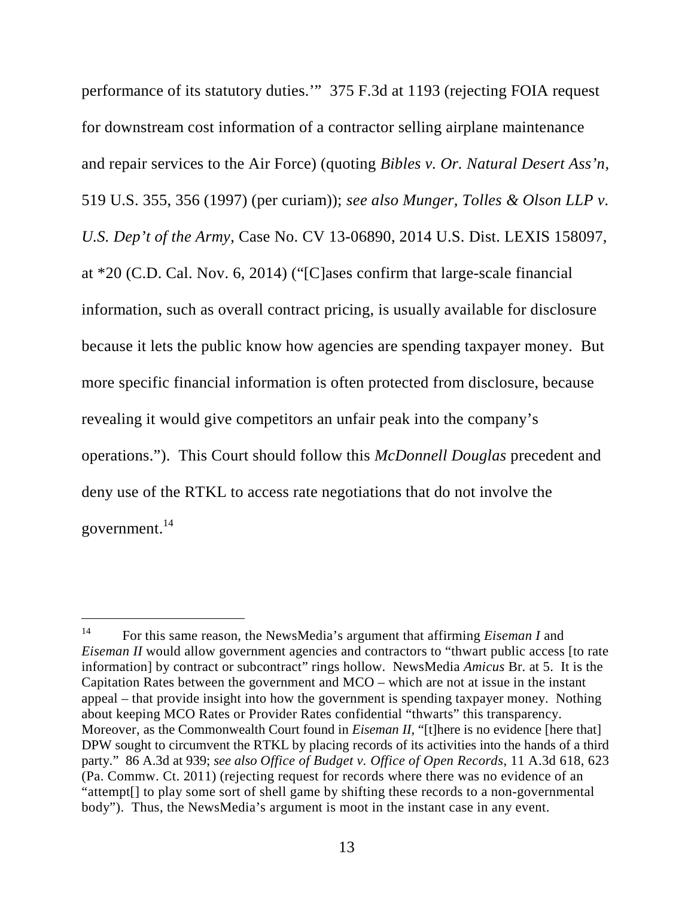performance of its statutory duties.'" 375 F.3d at 1193 (rejecting FOIA request for downstream cost information of a contractor selling airplane maintenance and repair services to the Air Force) (quoting *Bibles v. Or. Natural Desert Ass'n*, 519 U.S. 355, 356 (1997) (per curiam)); *see also Munger, Tolles & Olson LLP v. U.S. Dep't of the Army*, Case No. CV 13-06890, 2014 U.S. Dist. LEXIS 158097, at *20 (C.D. Cal. Nov. 6, 2014) ("[C]ases confirm that large-scale financial information, such as overall contract pricing, is usually available for disclosure because it lets the public know how agencies are spending taxpayer money. But more specific financial information is often protected from disclosure, because revealing it would give competitors an unfair peak into the company's operations."). This Court should follow this *McDonnell Douglas* precedent and deny use of the RTKL to access rate negotiations that do not involve the government.[14]

[14] For this same reason, the NewsMedia's argument that affirming *Eiseman I* and *Eiseman II* would allow government agencies and contractors to "thwart public access [to rate information] by contract or subcontract" rings hollow. NewsMedia *Amicus* Br. at 5. It is the Capitation Rates between the government and MCO – which are not at issue in the instant appeal – that provide insight into how the government is spending taxpayer money. Nothing about keeping MCO Rates or Provider Rates confidential "thwarts" this transparency. Moreover, as the Commonwealth Court found in *Eiseman II*, "[t]here is no evidence [here that] DPW sought to circumvent the RTKL by placing records of its activities into the hands of a third party." 86 A.3d at 939; *see also Office of Budget v. Office of Open Records*, 11 A.3d 618, 623 (Pa. Commw. Ct. 2011) (rejecting request for records where there was no evidence of an "attempt[] to play some sort of shell game by shifting these records to a non-governmental body"). Thus, the NewsMedia's argument is moot in the instant case in any event.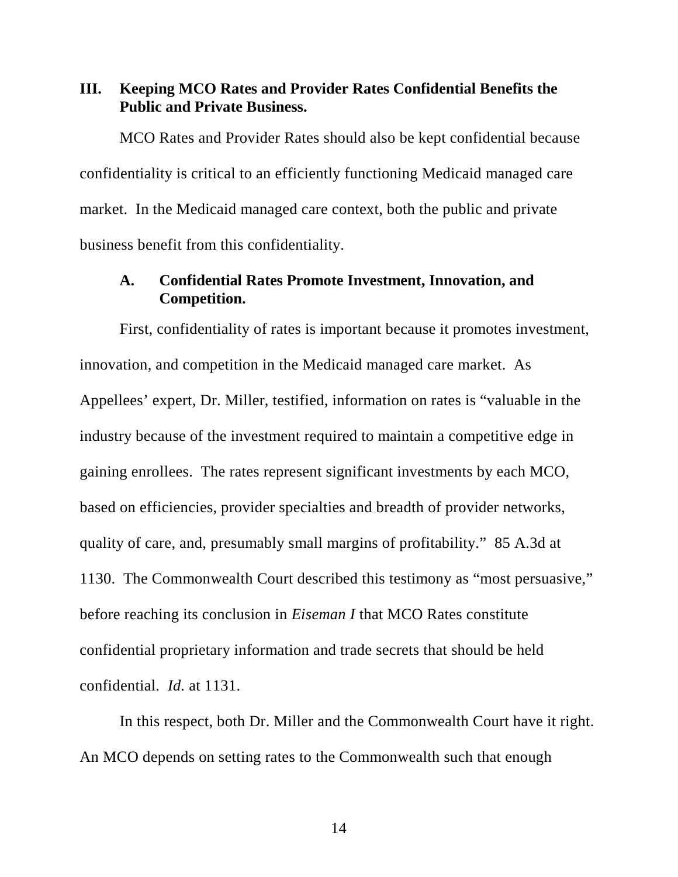## III. Keeping MCO Rates and Provider Rates Confidential Benefits the Public and Private Business.

MCO Rates and Provider Rates should also be kept confidential because confidentiality is critical to an efficiently functioning Medicaid managed care market. In the Medicaid managed care context, both the public and private business benefit from this confidentiality.

### A. Confidential Rates Promote Investment, Innovation, and Competition.

First, confidentiality of rates is important because it promotes investment, innovation, and competition in the Medicaid managed care market. As Appellees' expert, Dr. Miller, testified, information on rates is "valuable in the industry because of the investment required to maintain a competitive edge in gaining enrollees. The rates represent significant investments by each MCO, based on efficiencies, provider specialties and breadth of provider networks, quality of care, and, presumably small margins of profitability." 85 A.3d at 1130. The Commonwealth Court described this testimony as "most persuasive," before reaching its conclusion in *Eiseman I* that MCO Rates constitute confidential proprietary information and trade secrets that should be held confidential. *Id.* at 1131.

In this respect, both Dr. Miller and the Commonwealth Court have it right. An MCO depends on setting rates to the Commonwealth such that enough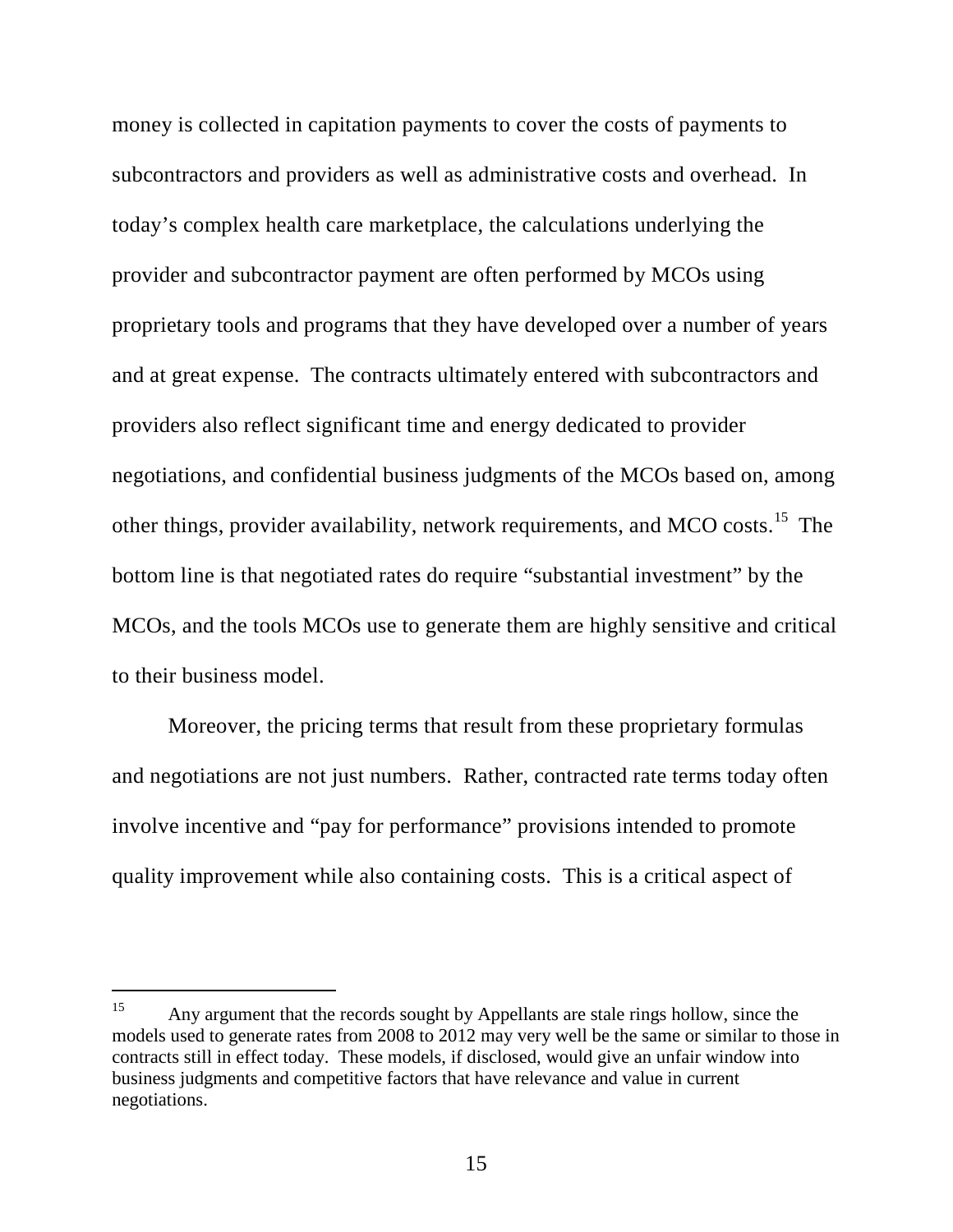money is collected in capitation payments to cover the costs of payments to subcontractors and providers as well as administrative costs and overhead. In today's complex health care marketplace, the calculations underlying the provider and subcontractor payment are often performed by MCOs using proprietary tools and programs that they have developed over a number of years and at great expense. The contracts ultimately entered with subcontractors and providers also reflect significant time and energy dedicated to provider negotiations, and confidential business judgments of the MCOs based on, among other things, provider availability, network requirements, and MCO costs.[15] The bottom line is that negotiated rates do require "substantial investment" by the MCOs, and the tools MCOs use to generate them are highly sensitive and critical to their business model.

Moreover, the pricing terms that result from these proprietary formulas and negotiations are not just numbers. Rather, contracted rate terms today often involve incentive and "pay for performance" provisions intended to promote quality improvement while also containing costs. This is a critical aspect of

---

[15] Any argument that the records sought by Appellants are stale rings hollow, since the models used to generate rates from 2008 to 2012 may very well be the same or similar to those in contracts still in effect today. These models, if disclosed, would give an unfair window into business judgments and competitive factors that have relevance and value in current negotiations.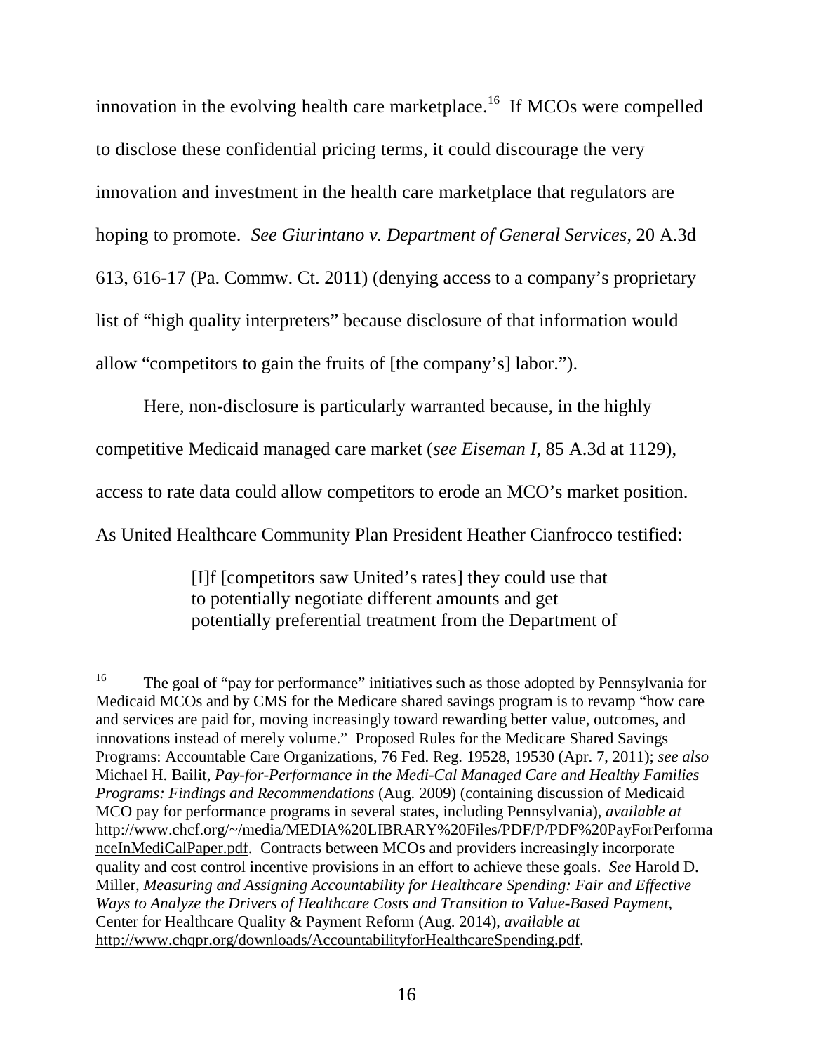innovation in the evolving health care marketplace.[16] If MCOs were compelled to disclose these confidential pricing terms, it could discourage the very innovation and investment in the health care marketplace that regulators are hoping to promote. *See Giurintano v. Department of General Services*, 20 A.3d 613, 616-17 (Pa. Commw. Ct. 2011) (denying access to a company's proprietary list of "high quality interpreters" because disclosure of that information would allow "competitors to gain the fruits of [the company's] labor.").

Here, non-disclosure is particularly warranted because, in the highly competitive Medicaid managed care market (*see Eiseman I*, 85 A.3d at 1129), access to rate data could allow competitors to erode an MCO's market position. As United Healthcare Community Plan President Heather Cianfrocco testified:

> [I]f [competitors saw United's rates] they could use that to potentially negotiate different amounts and get potentially preferential treatment from the Department of

---

[16] The goal of "pay for performance" initiatives such as those adopted by Pennsylvania for Medicaid MCOs and by CMS for the Medicare shared savings program is to revamp "how care and services are paid for, moving increasingly toward rewarding better value, outcomes, and innovations instead of merely volume." Proposed Rules for the Medicare Shared Savings Programs: Accountable Care Organizations, 76 Fed. Reg. 19528, 19530 (Apr. 7, 2011); *see also* Michael H. Bailit, *Pay-for-Performance in the Medi-Cal Managed Care and Healthy Families Programs: Findings and Recommendations* (Aug. 2009) (containing discussion of Medicaid MCO pay for performance programs in several states, including Pennsylvania), *available at* http://www.chcf.org/~/media/MEDIA%20LIBRARY%20Files/PDF/P/PDF%20PayForPerformanceInMediCalPaper.pdf. Contracts between MCOs and providers increasingly incorporate quality and cost control incentive provisions in an effort to achieve these goals. *See* Harold D. Miller, *Measuring and Assigning Accountability for Healthcare Spending: Fair and Effective Ways to Analyze the Drivers of Healthcare Costs and Transition to Value-Based Payment*, Center for Healthcare Quality & Payment Reform (Aug. 2014), *available at* http://www.chqpr.org/downloads/AccountabilityforHealthcareSpending.pdf.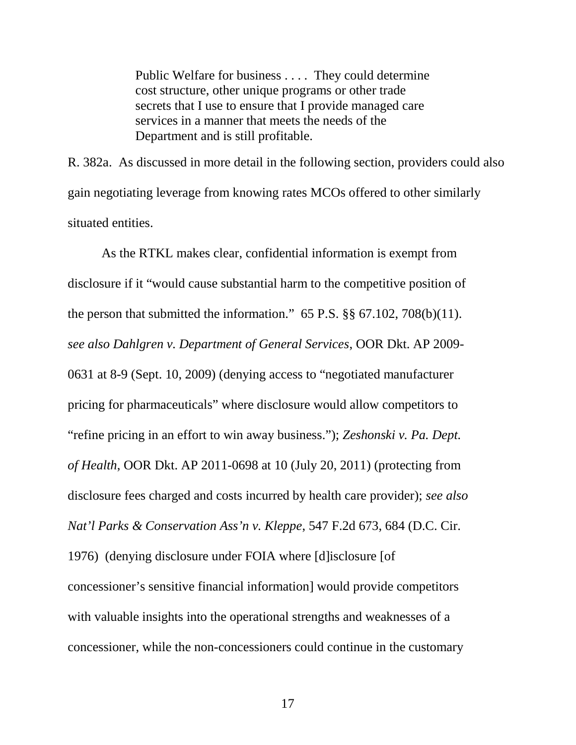> Public Welfare for business . . . . They could determine cost structure, other unique programs or other trade secrets that I use to ensure that I provide managed care services in a manner that meets the needs of the Department and is still profitable.

R. 382a. As discussed in more detail in the following section, providers could also gain negotiating leverage from knowing rates MCOs offered to other similarly situated entities.

As the RTKL makes clear, confidential information is exempt from disclosure if it "would cause substantial harm to the competitive position of the person that submitted the information." 65 P.S. §§ 67.102, 708(b)(11). *see also Dahlgren v. Department of General Services*, OOR Dkt. AP 2009-0631 at 8-9 (Sept. 10, 2009) (denying access to "negotiated manufacturer pricing for pharmaceuticals" where disclosure would allow competitors to "refine pricing in an effort to win away business."); *Zeshonski v. Pa. Dept. of Health*, OOR Dkt. AP 2011-0698 at 10 (July 20, 2011) (protecting from disclosure fees charged and costs incurred by health care provider); *see also Nat'l Parks & Conservation Ass'n v. Kleppe*, 547 F.2d 673, 684 (D.C. Cir. 1976) (denying disclosure under FOIA where [d]isclosure [of concessioner's sensitive financial information] would provide competitors with valuable insights into the operational strengths and weaknesses of a concessioner, while the non-concessioners could continue in the customary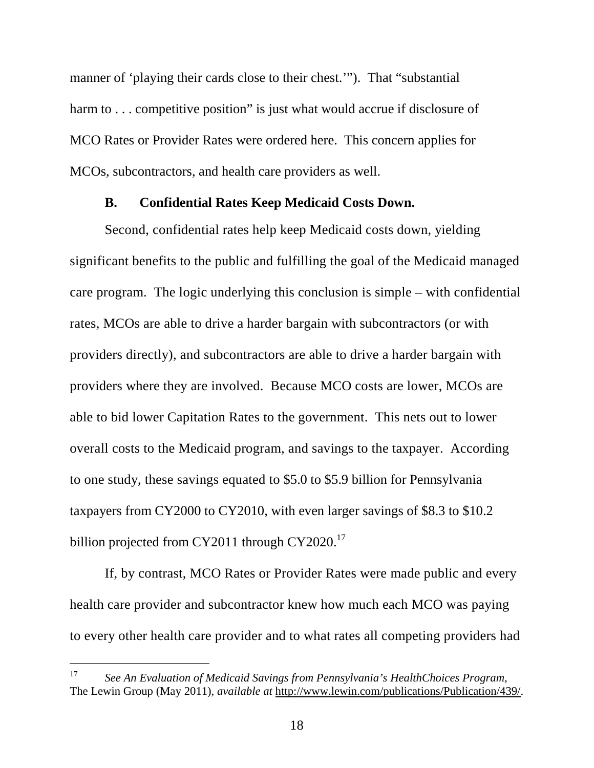manner of 'playing their cards close to their chest.'"). That "substantial harm to . . . competitive position" is just what would accrue if disclosure of MCO Rates or Provider Rates were ordered here. This concern applies for MCOs, subcontractors, and health care providers as well.

### B. Confidential Rates Keep Medicaid Costs Down.

Second, confidential rates help keep Medicaid costs down, yielding significant benefits to the public and fulfilling the goal of the Medicaid managed care program. The logic underlying this conclusion is simple – with confidential rates, MCOs are able to drive a harder bargain with subcontractors (or with providers directly), and subcontractors are able to drive a harder bargain with providers where they are involved. Because MCO costs are lower, MCOs are able to bid lower Capitation Rates to the government. This nets out to lower overall costs to the Medicaid program, and savings to the taxpayer. According to one study, these savings equated to $5.0 to $5.9 billion for Pennsylvania taxpayers from CY2000 to CY2010, with even larger savings of $8.3 to $10.2 billion projected from CY2011 through CY2020.[17]

If, by contrast, MCO Rates or Provider Rates were made public and every health care provider and subcontractor knew how much each MCO was paying to every other health care provider and to what rates all competing providers had

---

[17] *See An Evaluation of Medicaid Savings from Pennsylvania's HealthChoices Program*, The Lewin Group (May 2011), *available at* http://www.lewin.com/publications/Publication/439/.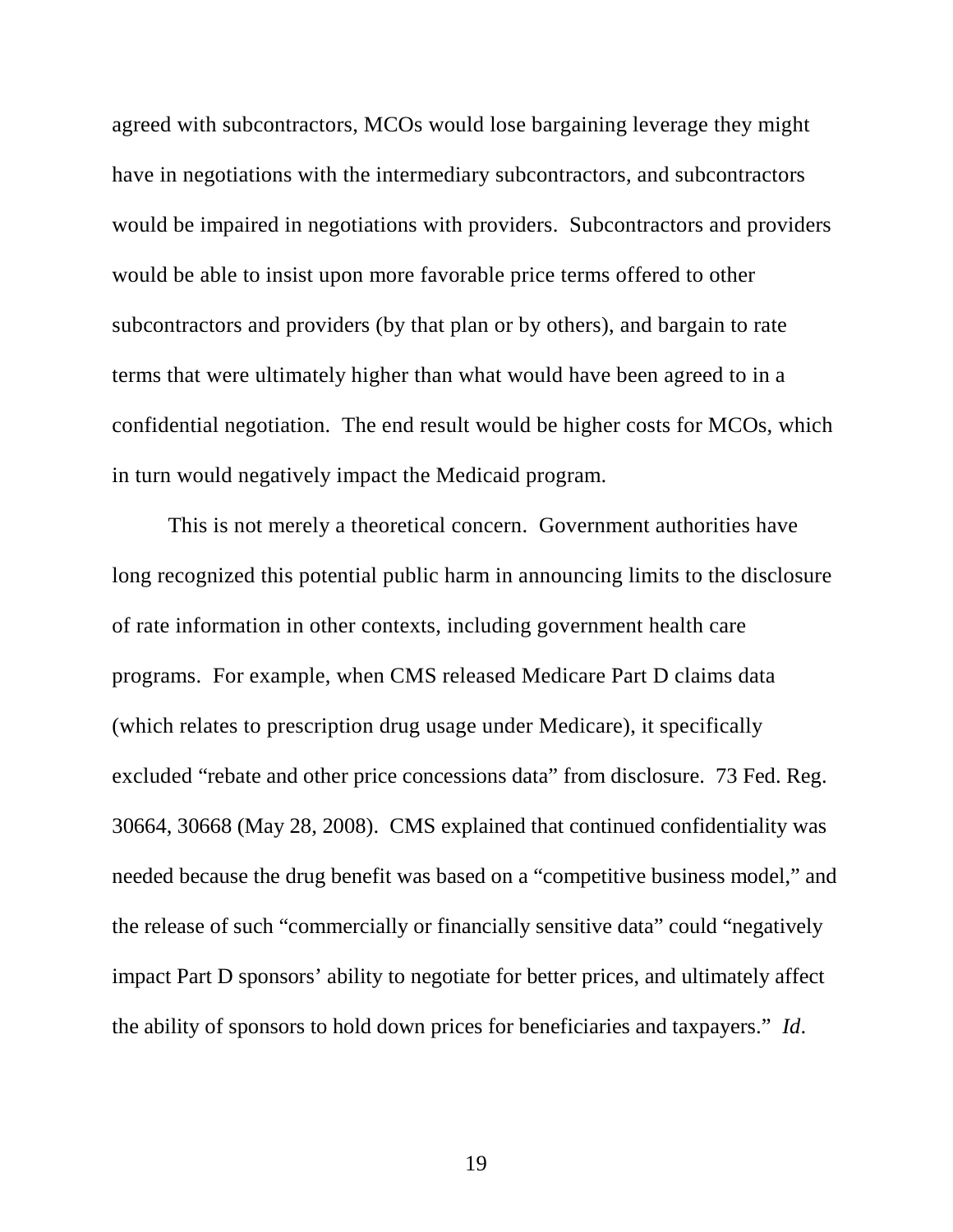agreed with subcontractors, MCOs would lose bargaining leverage they might have in negotiations with the intermediary subcontractors, and subcontractors would be impaired in negotiations with providers. Subcontractors and providers would be able to insist upon more favorable price terms offered to other subcontractors and providers (by that plan or by others), and bargain to rate terms that were ultimately higher than what would have been agreed to in a confidential negotiation. The end result would be higher costs for MCOs, which in turn would negatively impact the Medicaid program.

This is not merely a theoretical concern. Government authorities have long recognized this potential public harm in announcing limits to the disclosure of rate information in other contexts, including government health care programs. For example, when CMS released Medicare Part D claims data (which relates to prescription drug usage under Medicare), it specifically excluded "rebate and other price concessions data" from disclosure. 73 Fed. Reg. 30664, 30668 (May 28, 2008). CMS explained that continued confidentiality was needed because the drug benefit was based on a "competitive business model," and the release of such "commercially or financially sensitive data" could "negatively impact Part D sponsors' ability to negotiate for better prices, and ultimately affect the ability of sponsors to hold down prices for beneficiaries and taxpayers." *Id*.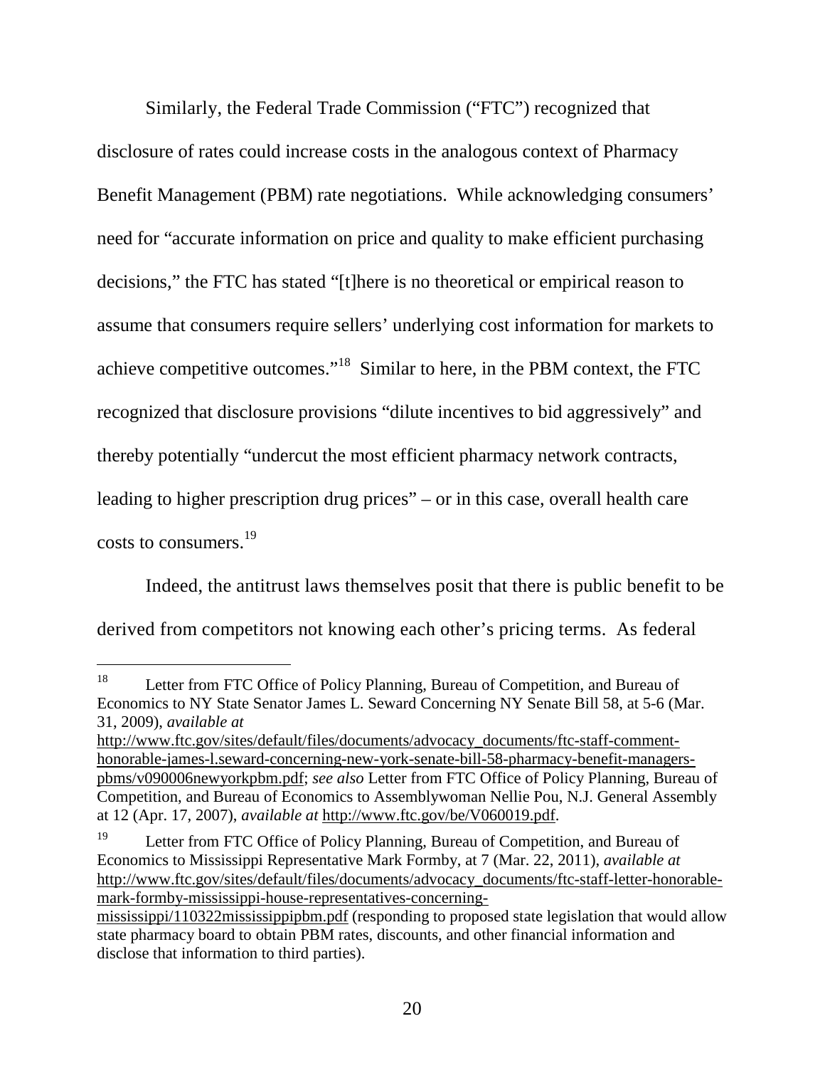Similarly, the Federal Trade Commission ("FTC") recognized that disclosure of rates could increase costs in the analogous context of Pharmacy Benefit Management (PBM) rate negotiations. While acknowledging consumers' need for "accurate information on price and quality to make efficient purchasing decisions," the FTC has stated "[t]here is no theoretical or empirical reason to assume that consumers require sellers' underlying cost information for markets to achieve competitive outcomes."[18] Similar to here, in the PBM context, the FTC recognized that disclosure provisions "dilute incentives to bid aggressively" and thereby potentially "undercut the most efficient pharmacy network contracts, leading to higher prescription drug prices" – or in this case, overall health care costs to consumers.[19]

Indeed, the antitrust laws themselves posit that there is public benefit to be derived from competitors not knowing each other's pricing terms. As federal

---

[18] Letter from FTC Office of Policy Planning, Bureau of Competition, and Bureau of Economics to NY State Senator James L. Seward Concerning NY Senate Bill 58, at 5-6 (Mar. 31, 2009), *available at* http://www.ftc.gov/sites/default/files/documents/advocacy_documents/ftc-staff-comment-honorable-james-l.seward-concerning-new-york-senate-bill-58-pharmacy-benefit-managers-pbms/v090006newyorkpbm.pdf; *see also* Letter from FTC Office of Policy Planning, Bureau of Competition, and Bureau of Economics to Assemblywoman Nellie Pou, N.J. General Assembly at 12 (Apr. 17, 2007), *available at* http://www.ftc.gov/be/V060019.pdf.

[19] Letter from FTC Office of Policy Planning, Bureau of Competition, and Bureau of Economics to Mississippi Representative Mark Formby, at 7 (Mar. 22, 2011), *available at* http://www.ftc.gov/sites/default/files/documents/advocacy_documents/ftc-staff-letter-honorable-mark-formby-mississippi-house-representatives-concerning-mississippi/110322mississippipbm.pdf (responding to proposed state legislation that would allow state pharmacy board to obtain PBM rates, discounts, and other financial information and disclose that information to third parties).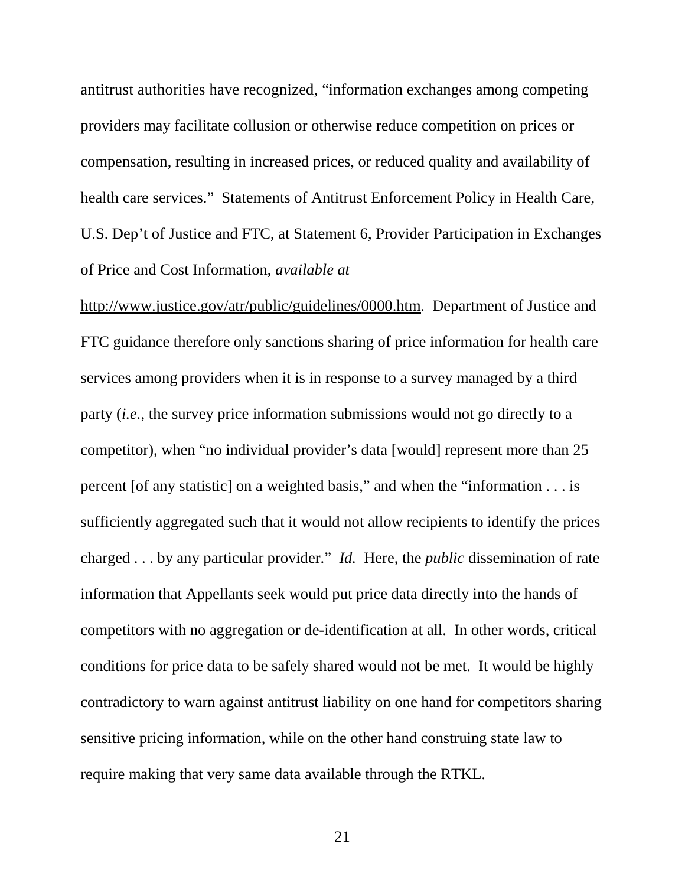antitrust authorities have recognized, "information exchanges among competing providers may facilitate collusion or otherwise reduce competition on prices or compensation, resulting in increased prices, or reduced quality and availability of health care services." Statements of Antitrust Enforcement Policy in Health Care, U.S. Dep't of Justice and FTC, at Statement 6, Provider Participation in Exchanges of Price and Cost Information, *available at* http://www.justice.gov/atr/public/guidelines/0000.htm. Department of Justice and FTC guidance therefore only sanctions sharing of price information for health care services among providers when it is in response to a survey managed by a third party (*i.e.*, the survey price information submissions would not go directly to a competitor), when "no individual provider's data [would] represent more than 25 percent [of any statistic] on a weighted basis," and when the "information . . . is sufficiently aggregated such that it would not allow recipients to identify the prices charged . . . by any particular provider." *Id.* Here, the *public* dissemination of rate information that Appellants seek would put price data directly into the hands of competitors with no aggregation or de-identification at all. In other words, critical conditions for price data to be safely shared would not be met. It would be highly contradictory to warn against antitrust liability on one hand for competitors sharing sensitive pricing information, while on the other hand construing state law to require making that very same data available through the RTKL.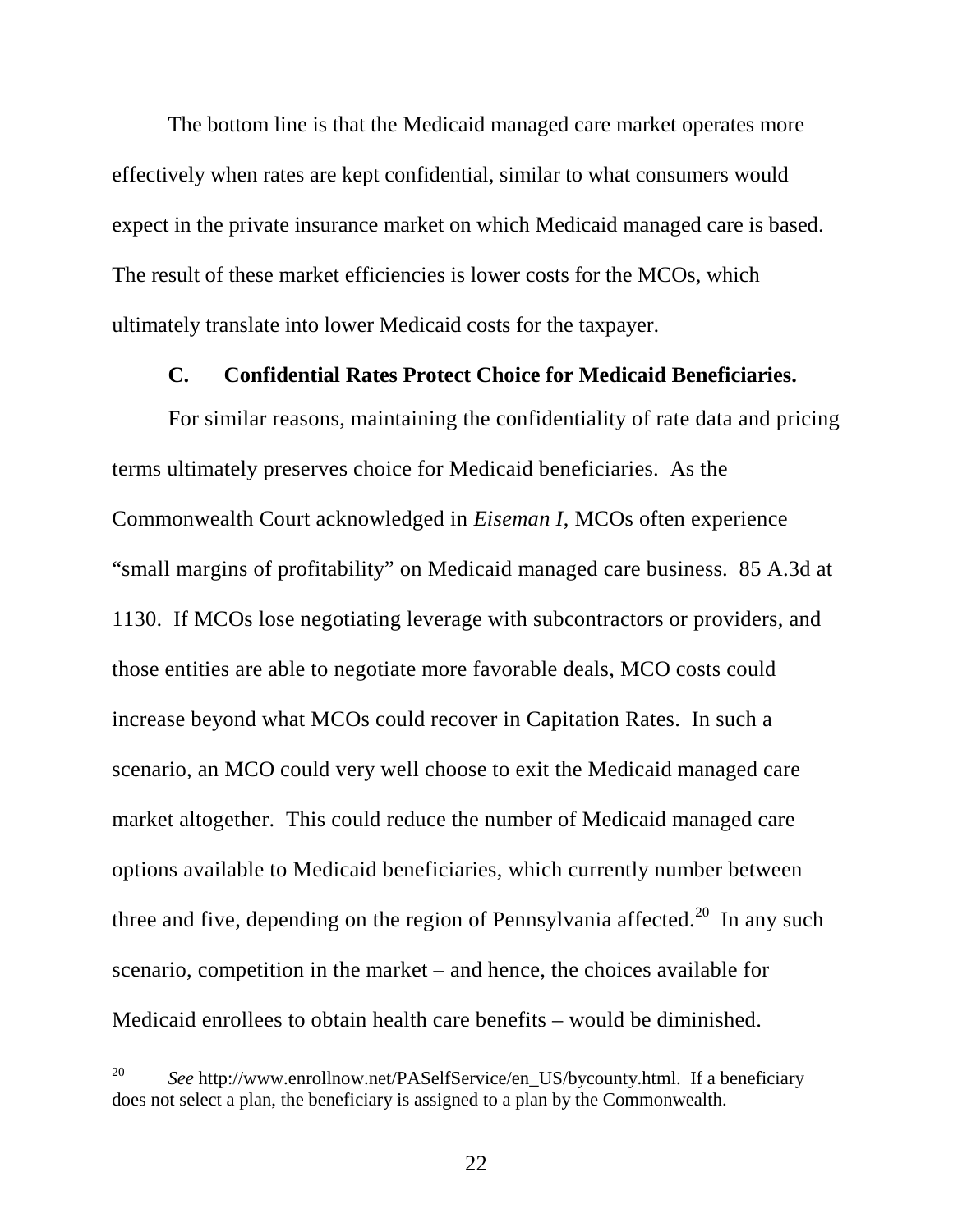The bottom line is that the Medicaid managed care market operates more effectively when rates are kept confidential, similar to what consumers would expect in the private insurance market on which Medicaid managed care is based. The result of these market efficiencies is lower costs for the MCOs, which ultimately translate into lower Medicaid costs for the taxpayer.

### C. Confidential Rates Protect Choice for Medicaid Beneficiaries.

For similar reasons, maintaining the confidentiality of rate data and pricing terms ultimately preserves choice for Medicaid beneficiaries. As the Commonwealth Court acknowledged in *Eiseman I*, MCOs often experience "small margins of profitability" on Medicaid managed care business. 85 A.3d at 1130. If MCOs lose negotiating leverage with subcontractors or providers, and those entities are able to negotiate more favorable deals, MCO costs could increase beyond what MCOs could recover in Capitation Rates. In such a scenario, an MCO could very well choose to exit the Medicaid managed care market altogether. This could reduce the number of Medicaid managed care options available to Medicaid beneficiaries, which currently number between three and five, depending on the region of Pennsylvania affected.[20] In any such scenario, competition in the market – and hence, the choices available for Medicaid enrollees to obtain health care benefits – would be diminished.

---

[20] *See* http://www.enrollnow.net/PASelfService/en_US/bycounty.html. If a beneficiary does not select a plan, the beneficiary is assigned to a plan by the Commonwealth.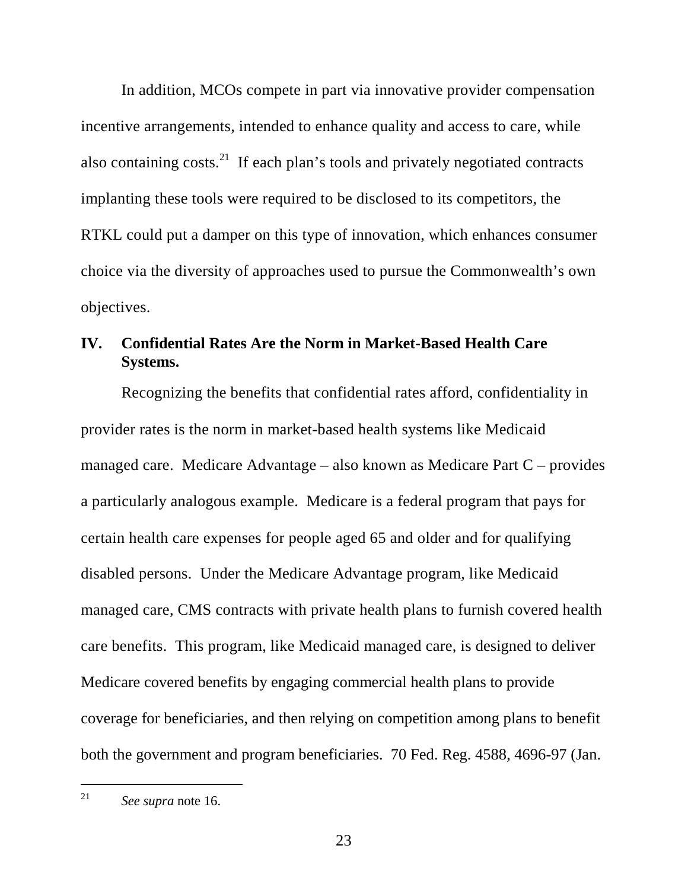In addition, MCOs compete in part via innovative provider compensation incentive arrangements, intended to enhance quality and access to care, while also containing costs.[21] If each plan's tools and privately negotiated contracts implanting these tools were required to be disclosed to its competitors, the RTKL could put a damper on this type of innovation, which enhances consumer choice via the diversity of approaches used to pursue the Commonwealth's own objectives.

## IV. Confidential Rates Are the Norm in Market-Based Health Care Systems.

Recognizing the benefits that confidential rates afford, confidentiality in provider rates is the norm in market-based health systems like Medicaid managed care. Medicare Advantage – also known as Medicare Part C – provides a particularly analogous example. Medicare is a federal program that pays for certain health care expenses for people aged 65 and older and for qualifying disabled persons. Under the Medicare Advantage program, like Medicaid managed care, CMS contracts with private health plans to furnish covered health care benefits. This program, like Medicaid managed care, is designed to deliver Medicare covered benefits by engaging commercial health plans to provide coverage for beneficiaries, and then relying on competition among plans to benefit both the government and program beneficiaries. 70 Fed. Reg. 4588, 4696-97 (Jan.

---

[21] *See supra* note 16.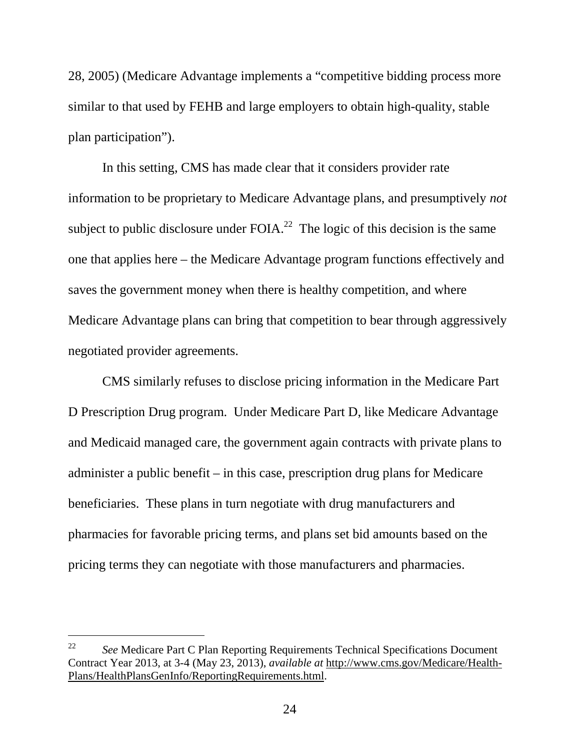28, 2005) (Medicare Advantage implements a "competitive bidding process more similar to that used by FEHB and large employers to obtain high-quality, stable plan participation").

In this setting, CMS has made clear that it considers provider rate information to be proprietary to Medicare Advantage plans, and presumptively *not* subject to public disclosure under FOIA.[22] The logic of this decision is the same one that applies here – the Medicare Advantage program functions effectively and saves the government money when there is healthy competition, and where Medicare Advantage plans can bring that competition to bear through aggressively negotiated provider agreements.

CMS similarly refuses to disclose pricing information in the Medicare Part D Prescription Drug program. Under Medicare Part D, like Medicare Advantage and Medicaid managed care, the government again contracts with private plans to administer a public benefit – in this case, prescription drug plans for Medicare beneficiaries. These plans in turn negotiate with drug manufacturers and pharmacies for favorable pricing terms, and plans set bid amounts based on the pricing terms they can negotiate with those manufacturers and pharmacies.

---

[22] *See* Medicare Part C Plan Reporting Requirements Technical Specifications Document Contract Year 2013, at 3-4 (May 23, 2013), *available at* http://www.cms.gov/Medicare/Health-Plans/HealthPlansGenInfo/ReportingRequirements.html.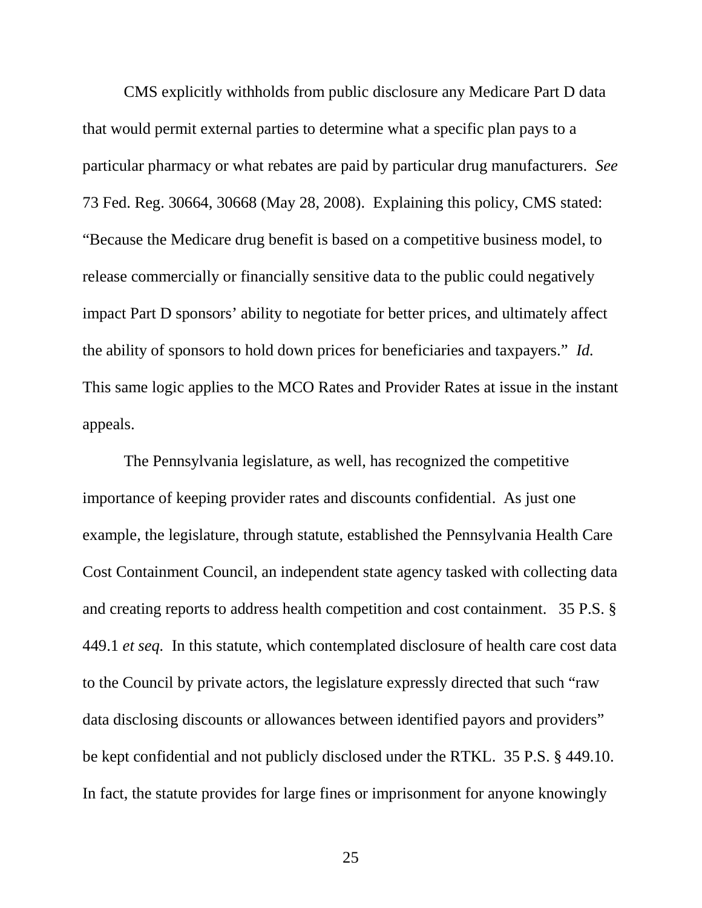CMS explicitly withholds from public disclosure any Medicare Part D data that would permit external parties to determine what a specific plan pays to a particular pharmacy or what rebates are paid by particular drug manufacturers. *See* 73 Fed. Reg. 30664, 30668 (May 28, 2008). Explaining this policy, CMS stated: "Because the Medicare drug benefit is based on a competitive business model, to release commercially or financially sensitive data to the public could negatively impact Part D sponsors' ability to negotiate for better prices, and ultimately affect the ability of sponsors to hold down prices for beneficiaries and taxpayers." *Id.* This same logic applies to the MCO Rates and Provider Rates at issue in the instant appeals.

The Pennsylvania legislature, as well, has recognized the competitive importance of keeping provider rates and discounts confidential. As just one example, the legislature, through statute, established the Pennsylvania Health Care Cost Containment Council, an independent state agency tasked with collecting data and creating reports to address health competition and cost containment. 35 P.S. § 449.1 *et seq.* In this statute, which contemplated disclosure of health care cost data to the Council by private actors, the legislature expressly directed that such "raw data disclosing discounts or allowances between identified payors and providers" be kept confidential and not publicly disclosed under the RTKL. 35 P.S. § 449.10. In fact, the statute provides for large fines or imprisonment for anyone knowingly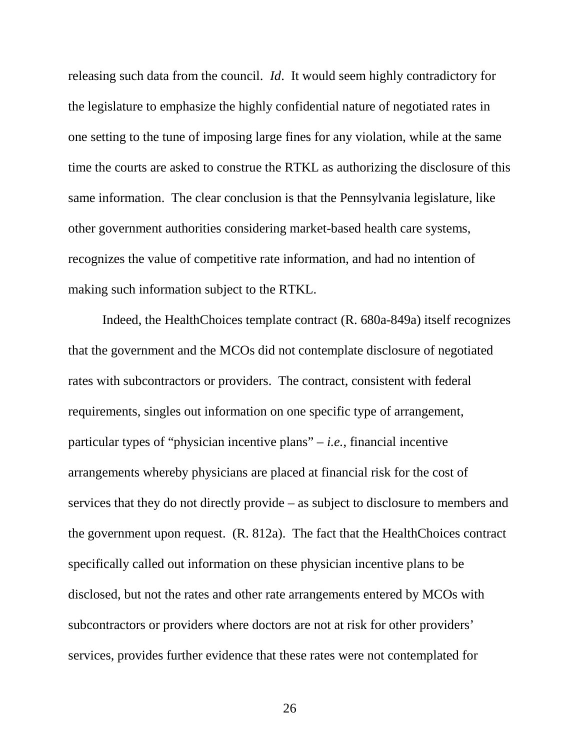releasing such data from the council. *Id*. It would seem highly contradictory for the legislature to emphasize the highly confidential nature of negotiated rates in one setting to the tune of imposing large fines for any violation, while at the same time the courts are asked to construe the RTKL as authorizing the disclosure of this same information. The clear conclusion is that the Pennsylvania legislature, like other government authorities considering market-based health care systems, recognizes the value of competitive rate information, and had no intention of making such information subject to the RTKL.

Indeed, the HealthChoices template contract (R. 680a-849a) itself recognizes that the government and the MCOs did not contemplate disclosure of negotiated rates with subcontractors or providers. The contract, consistent with federal requirements, singles out information on one specific type of arrangement, particular types of "physician incentive plans" – *i.e.*, financial incentive arrangements whereby physicians are placed at financial risk for the cost of services that they do not directly provide – as subject to disclosure to members and the government upon request. (R. 812a). The fact that the HealthChoices contract specifically called out information on these physician incentive plans to be disclosed, but not the rates and other rate arrangements entered by MCOs with subcontractors or providers where doctors are not at risk for other providers' services, provides further evidence that these rates were not contemplated for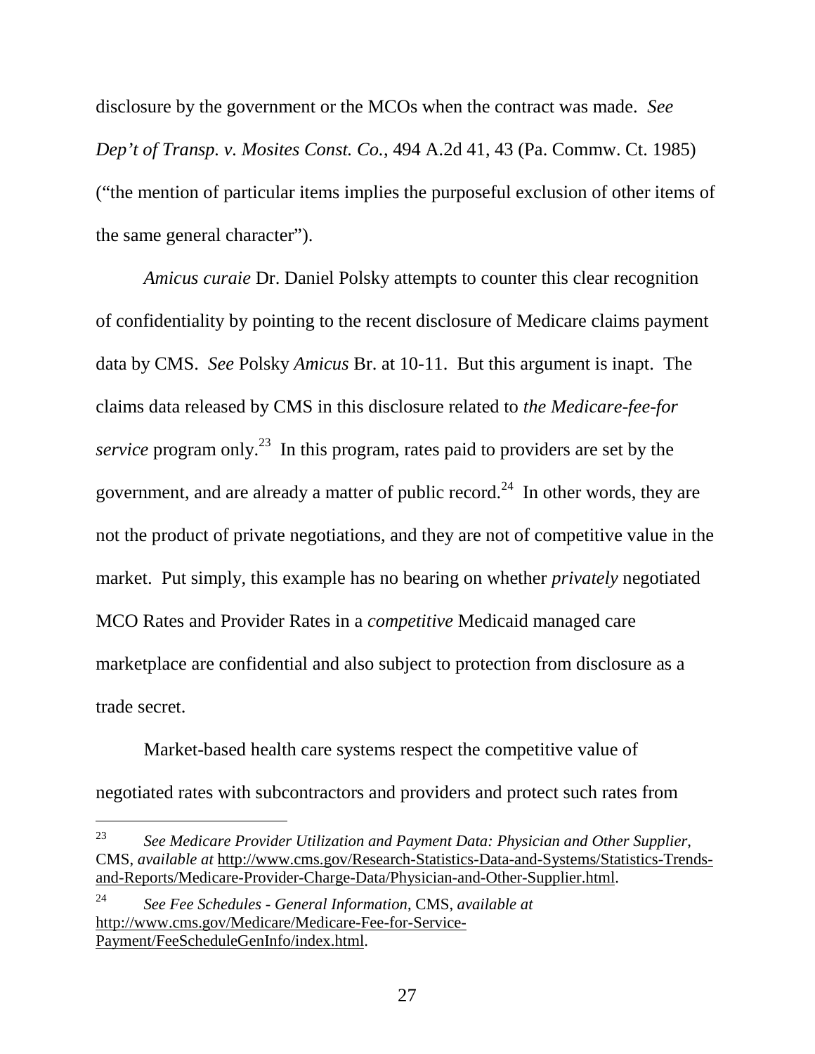disclosure by the government or the MCOs when the contract was made. *See Dep't of Transp. v. Mosites Const. Co.*, 494 A.2d 41, 43 (Pa. Commw. Ct. 1985) ("the mention of particular items implies the purposeful exclusion of other items of the same general character").

*Amicus curaie* Dr. Daniel Polsky attempts to counter this clear recognition of confidentiality by pointing to the recent disclosure of Medicare claims payment data by CMS. *See* Polsky *Amicus* Br. at 10-11. But this argument is inapt. The claims data released by CMS in this disclosure related to *the Medicare-fee-for service* program only.[23] In this program, rates paid to providers are set by the government, and are already a matter of public record.[24] In other words, they are not the product of private negotiations, and they are not of competitive value in the market. Put simply, this example has no bearing on whether *privately* negotiated MCO Rates and Provider Rates in a *competitive* Medicaid managed care marketplace are confidential and also subject to protection from disclosure as a trade secret.

Market-based health care systems respect the competitive value of negotiated rates with subcontractors and providers and protect such rates from

---

[23] *See Medicare Provider Utilization and Payment Data: Physician and Other Supplier*, CMS, *available at* http://www.cms.gov/Research-Statistics-Data-and-Systems/Statistics-Trends-and-Reports/Medicare-Provider-Charge-Data/Physician-and-Other-Supplier.html.

[24] *See Fee Schedules - General Information*, CMS, *available at* http://www.cms.gov/Medicare/Medicare-Fee-for-Service-Payment/FeeScheduleGenInfo/index.html.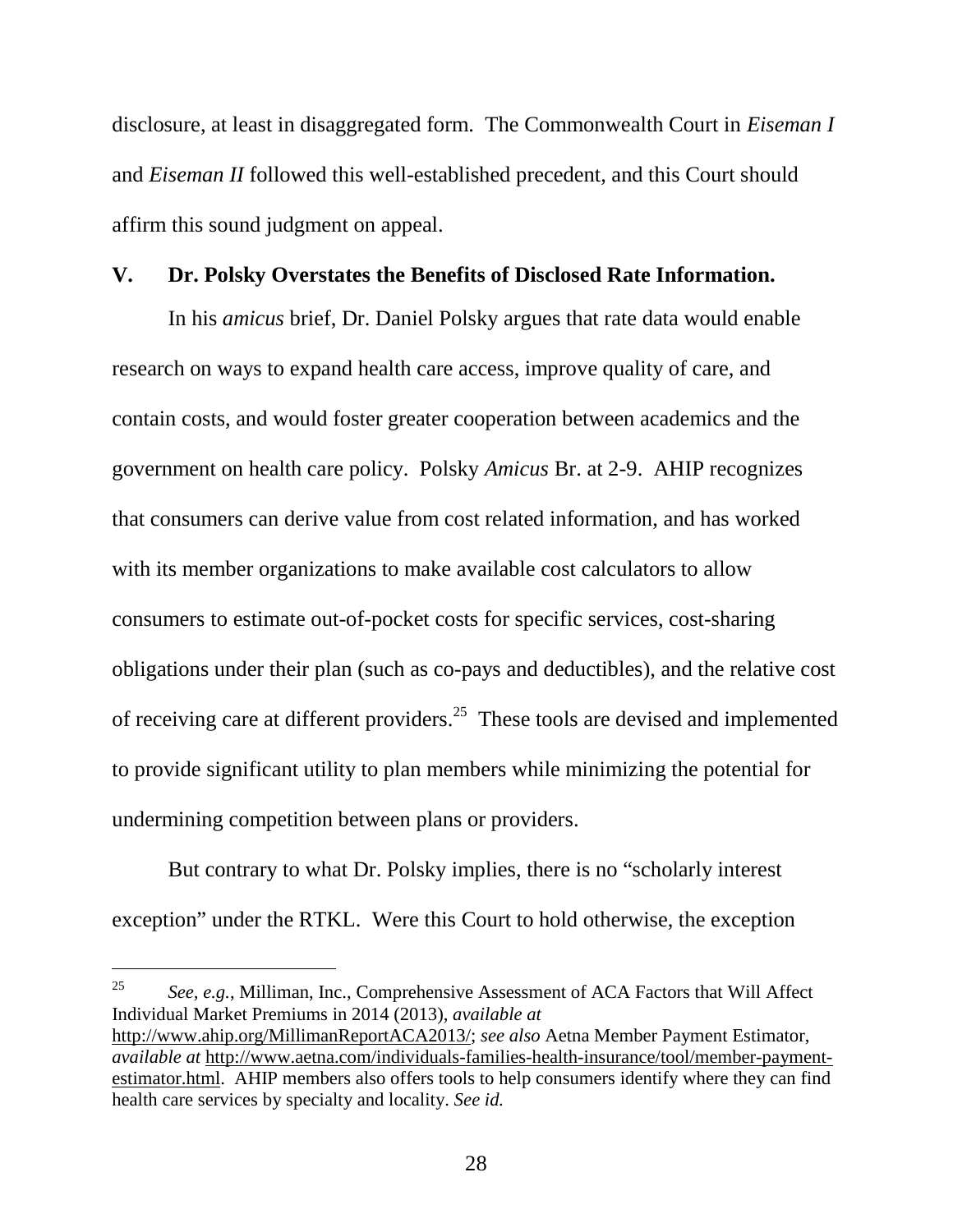disclosure, at least in disaggregated form. The Commonwealth Court in *Eiseman I* and *Eiseman II* followed this well-established precedent, and this Court should affirm this sound judgment on appeal.

## V. Dr. Polsky Overstates the Benefits of Disclosed Rate Information.

In his *amicus* brief, Dr. Daniel Polsky argues that rate data would enable research on ways to expand health care access, improve quality of care, and contain costs, and would foster greater cooperation between academics and the government on health care policy. Polsky *Amicus* Br. at 2-9. AHIP recognizes that consumers can derive value from cost related information, and has worked with its member organizations to make available cost calculators to allow consumers to estimate out-of-pocket costs for specific services, cost-sharing obligations under their plan (such as co-pays and deductibles), and the relative cost of receiving care at different providers.[25] These tools are devised and implemented to provide significant utility to plan members while minimizing the potential for undermining competition between plans or providers.

But contrary to what Dr. Polsky implies, there is no "scholarly interest exception" under the RTKL. Were this Court to hold otherwise, the exception

---

[25] *See, e.g.*, Milliman, Inc., Comprehensive Assessment of ACA Factors that Will Affect Individual Market Premiums in 2014 (2013), *available at* http://www.ahip.org/MillimanReportACA2013/; *see also* Aetna Member Payment Estimator, *available at* http://www.aetna.com/individuals-families-health-insurance/tool/member-payment-estimator.html. AHIP members also offers tools to help consumers identify where they can find health care services by specialty and locality. *See id.*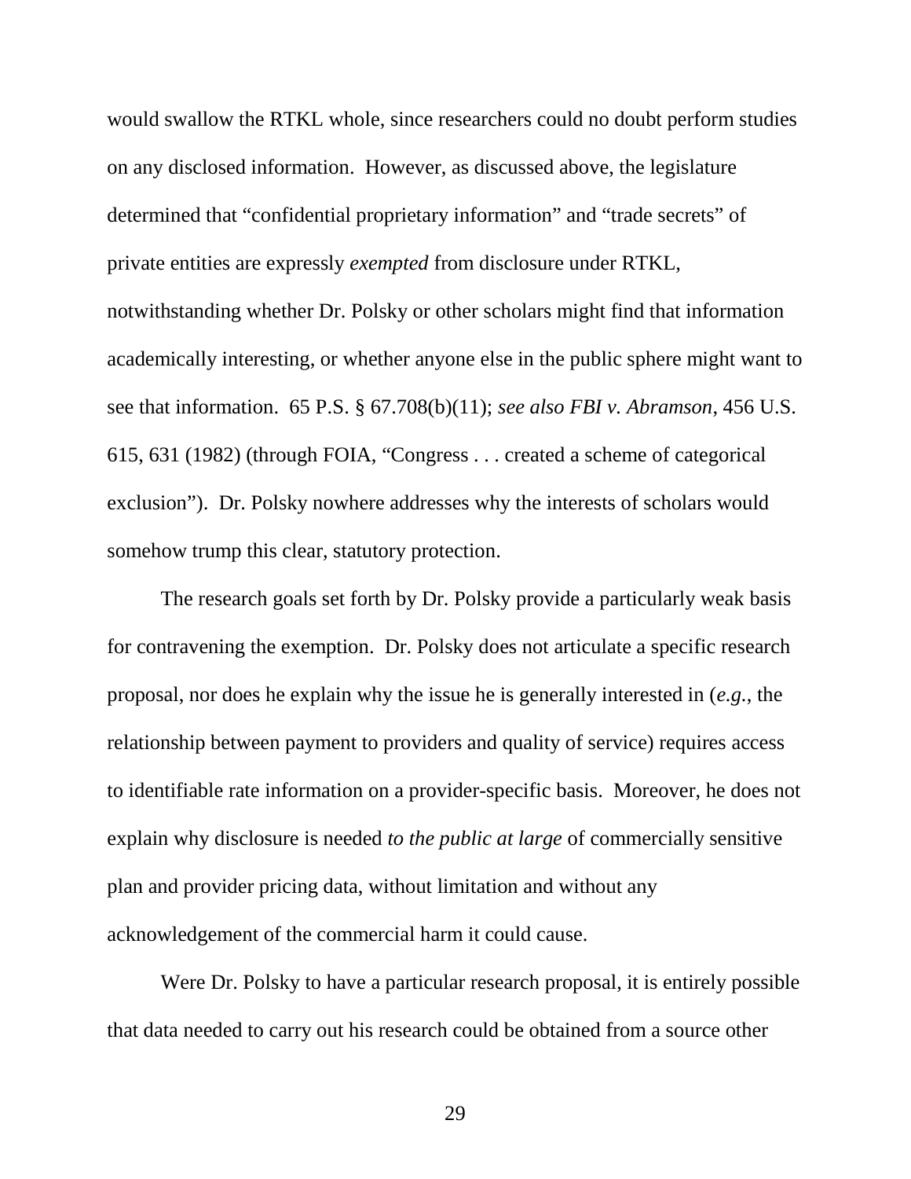would swallow the RTKL whole, since researchers could no doubt perform studies on any disclosed information. However, as discussed above, the legislature determined that "confidential proprietary information" and "trade secrets" of private entities are expressly *exempted* from disclosure under RTKL, notwithstanding whether Dr. Polsky or other scholars might find that information academically interesting, or whether anyone else in the public sphere might want to see that information. 65 P.S. § 67.708(b)(11); *see also FBI v. Abramson*, 456 U.S. 615, 631 (1982) (through FOIA, "Congress . . . created a scheme of categorical exclusion"). Dr. Polsky nowhere addresses why the interests of scholars would somehow trump this clear, statutory protection.

The research goals set forth by Dr. Polsky provide a particularly weak basis for contravening the exemption. Dr. Polsky does not articulate a specific research proposal, nor does he explain why the issue he is generally interested in (*e.g.*, the relationship between payment to providers and quality of service) requires access to identifiable rate information on a provider-specific basis. Moreover, he does not explain why disclosure is needed *to the public at large* of commercially sensitive plan and provider pricing data, without limitation and without any acknowledgement of the commercial harm it could cause.

Were Dr. Polsky to have a particular research proposal, it is entirely possible that data needed to carry out his research could be obtained from a source other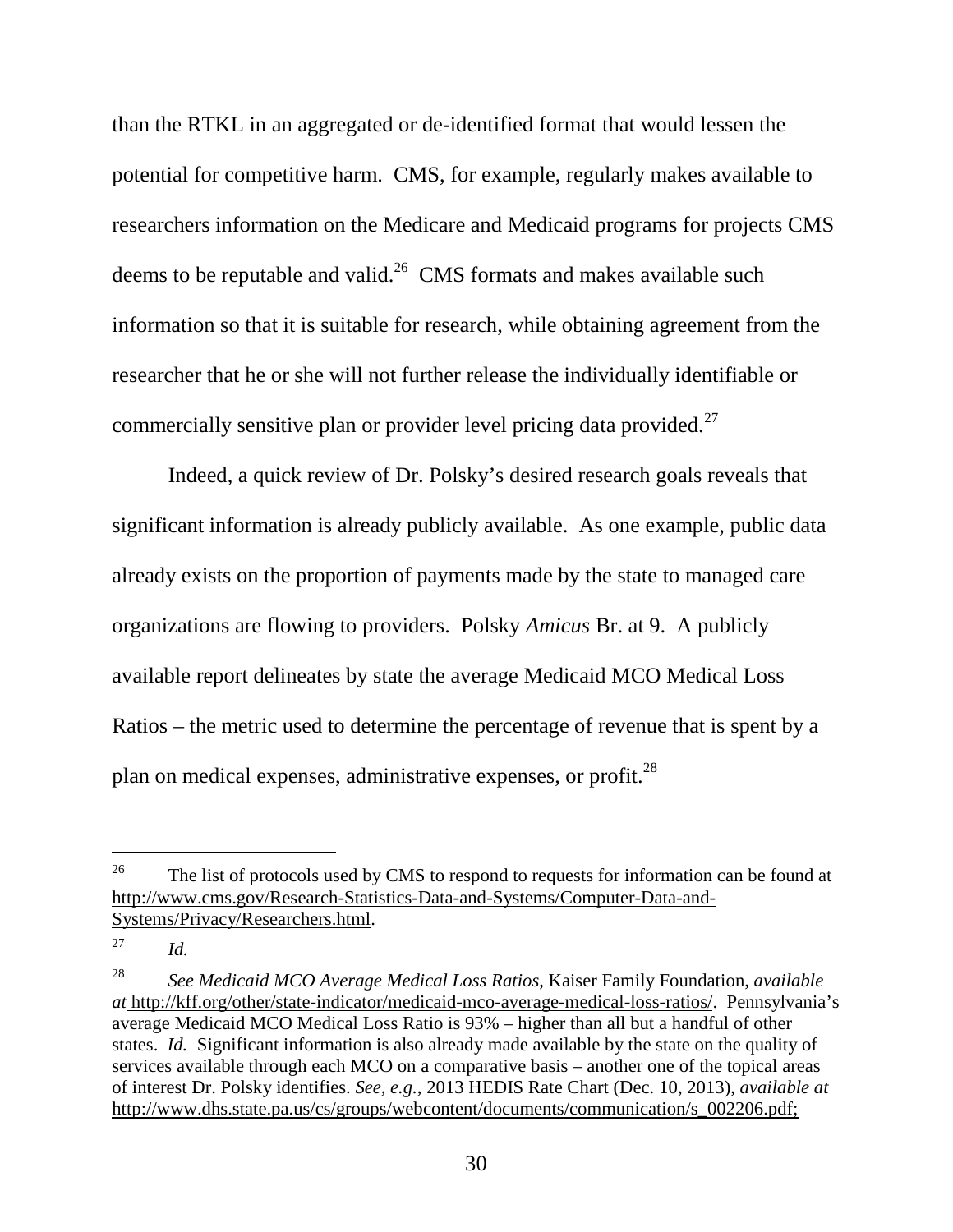than the RTKL in an aggregated or de-identified format that would lessen the potential for competitive harm. CMS, for example, regularly makes available to researchers information on the Medicare and Medicaid programs for projects CMS deems to be reputable and valid.[26] CMS formats and makes available such information so that it is suitable for research, while obtaining agreement from the researcher that he or she will not further release the individually identifiable or commercially sensitive plan or provider level pricing data provided.[27]

Indeed, a quick review of Dr. Polsky's desired research goals reveals that significant information is already publicly available. As one example, public data already exists on the proportion of payments made by the state to managed care organizations are flowing to providers. Polsky *Amicus* Br. at 9. A publicly available report delineates by state the average Medicaid MCO Medical Loss Ratios – the metric used to determine the percentage of revenue that is spent by a plan on medical expenses, administrative expenses, or profit.[28]

---

[26] The list of protocols used by CMS to respond to requests for information can be found at http://www.cms.gov/Research-Statistics-Data-and-Systems/Computer-Data-and-Systems/Privacy/Researchers.html.

[27] *Id.*

[28] *See Medicaid MCO Average Medical Loss Ratios*, Kaiser Family Foundation, *available at* http://kff.org/other/state-indicator/medicaid-mco-average-medical-loss-ratios/. Pennsylvania's average Medicaid MCO Medical Loss Ratio is 93% – higher than all but a handful of other states. *Id.* Significant information is also already made available by the state on the quality of services available through each MCO on a comparative basis – another one of the topical areas of interest Dr. Polsky identifies. *See, e.g.*, 2013 HEDIS Rate Chart (Dec. 10, 2013), *available at* http://www.dhs.state.pa.us/cs/groups/webcontent/documents/communication/s_002206.pdf;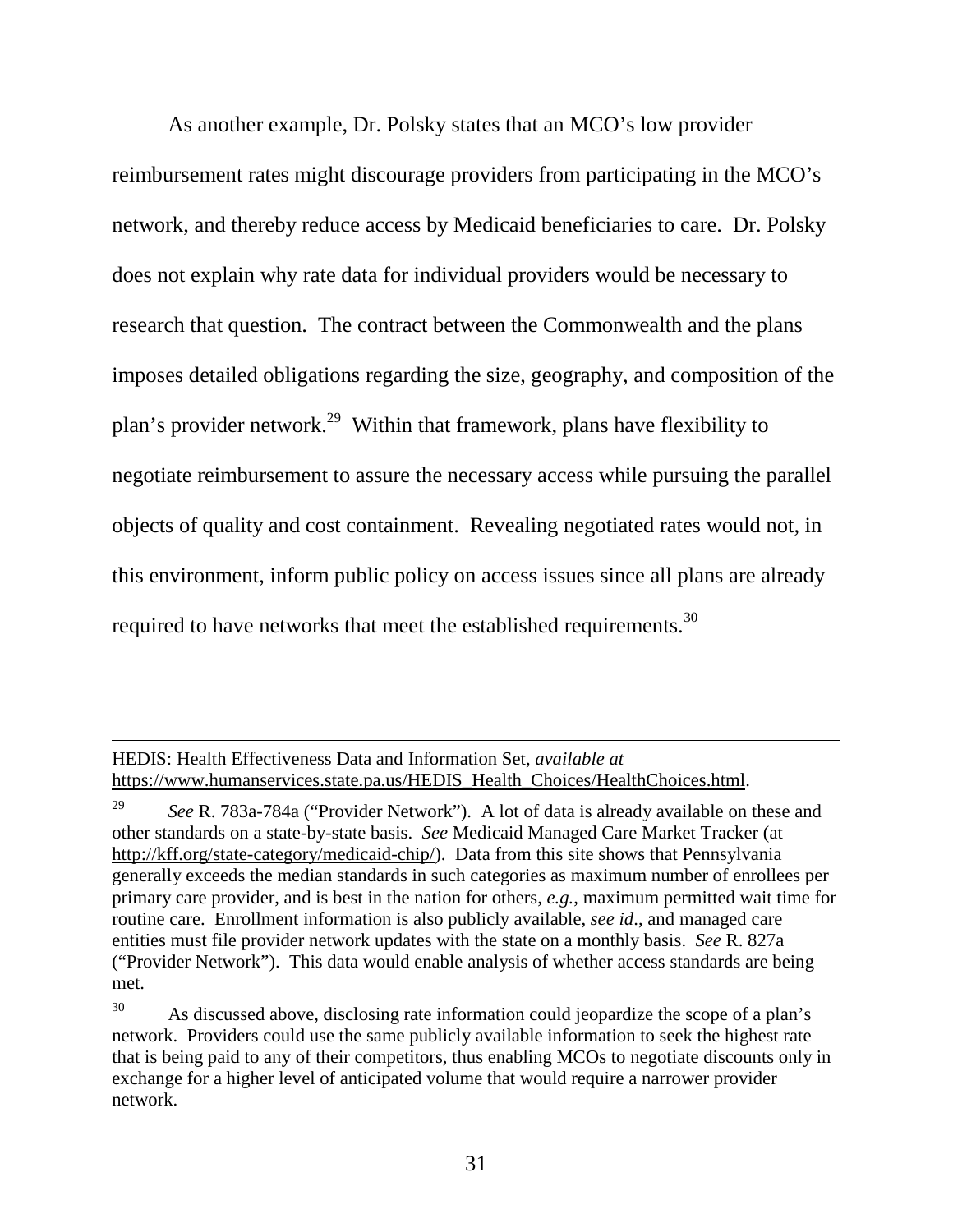As another example, Dr. Polsky states that an MCO's low provider reimbursement rates might discourage providers from participating in the MCO's network, and thereby reduce access by Medicaid beneficiaries to care. Dr. Polsky does not explain why rate data for individual providers would be necessary to research that question. The contract between the Commonwealth and the plans imposes detailed obligations regarding the size, geography, and composition of the plan's provider network.[29] Within that framework, plans have flexibility to negotiate reimbursement to assure the necessary access while pursuing the parallel objects of quality and cost containment. Revealing negotiated rates would not, in this environment, inform public policy on access issues since all plans are already required to have networks that meet the established requirements.[30]

---

HEDIS: Health Effectiveness Data and Information Set, *available at* https://www.humanservices.state.pa.us/HEDIS_Health_Choices/HealthChoices.html.

[29] *See* R. 783a-784a ("Provider Network"). A lot of data is already available on these and other standards on a state-by-state basis. *See* Medicaid Managed Care Market Tracker (at http://kff.org/state-category/medicaid-chip/). Data from this site shows that Pennsylvania generally exceeds the median standards in such categories as maximum number of enrollees per primary care provider, and is best in the nation for others, *e.g.*, maximum permitted wait time for routine care. Enrollment information is also publicly available, *see id*., and managed care entities must file provider network updates with the state on a monthly basis. *See* R. 827a ("Provider Network"). This data would enable analysis of whether access standards are being met.

[30] As discussed above, disclosing rate information could jeopardize the scope of a plan's network. Providers could use the same publicly available information to seek the highest rate that is being paid to any of their competitors, thus enabling MCOs to negotiate discounts only in exchange for a higher level of anticipated volume that would require a narrower provider network.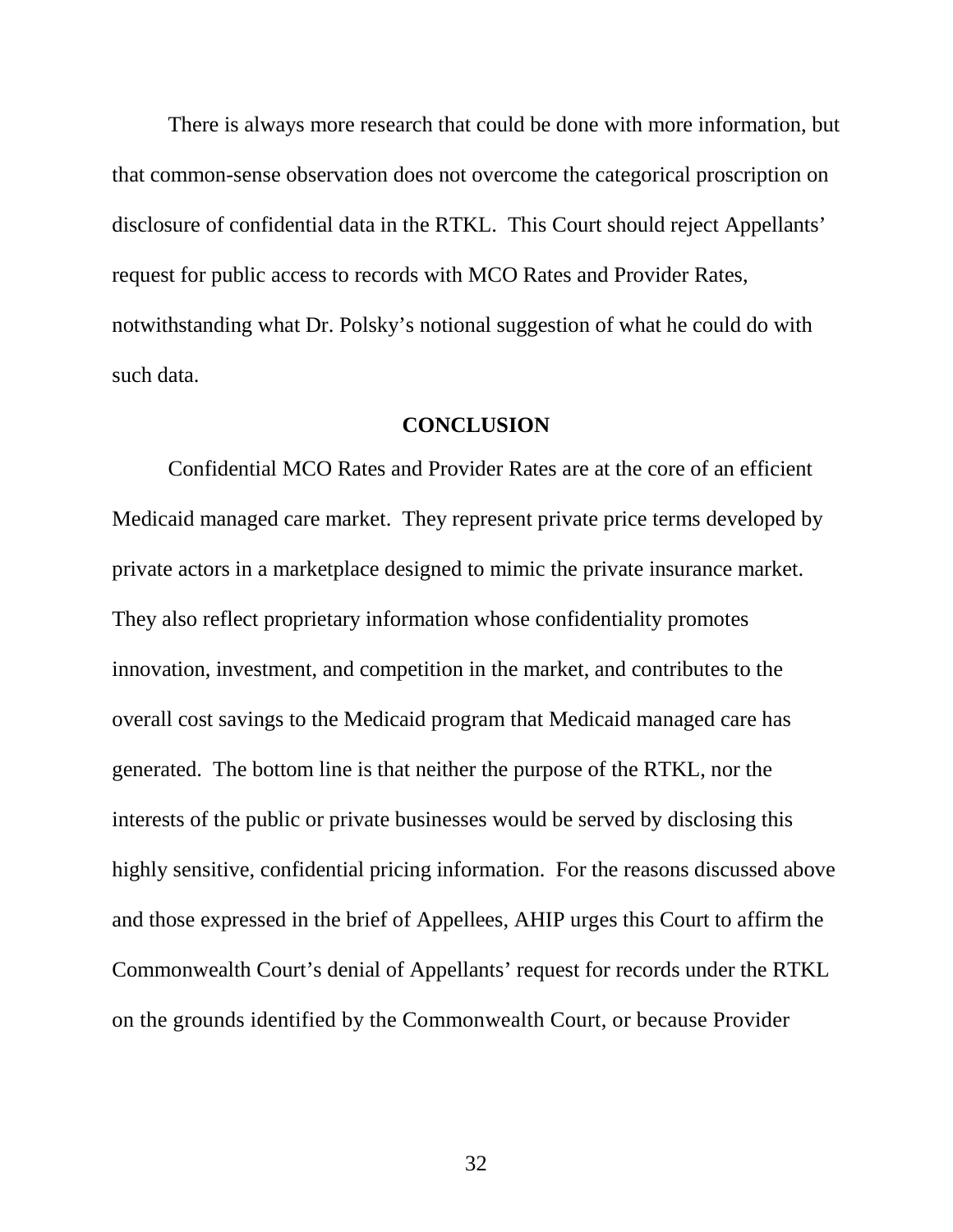There is always more research that could be done with more information, but that common-sense observation does not overcome the categorical proscription on disclosure of confidential data in the RTKL. This Court should reject Appellants' request for public access to records with MCO Rates and Provider Rates, notwithstanding what Dr. Polsky's notional suggestion of what he could do with such data.

## CONCLUSION

Confidential MCO Rates and Provider Rates are at the core of an efficient Medicaid managed care market. They represent private price terms developed by private actors in a marketplace designed to mimic the private insurance market. They also reflect proprietary information whose confidentiality promotes innovation, investment, and competition in the market, and contributes to the overall cost savings to the Medicaid program that Medicaid managed care has generated. The bottom line is that neither the purpose of the RTKL, nor the interests of the public or private businesses would be served by disclosing this highly sensitive, confidential pricing information. For the reasons discussed above and those expressed in the brief of Appellees, AHIP urges this Court to affirm the Commonwealth Court's denial of Appellants' request for records under the RTKL on the grounds identified by the Commonwealth Court, or because Provider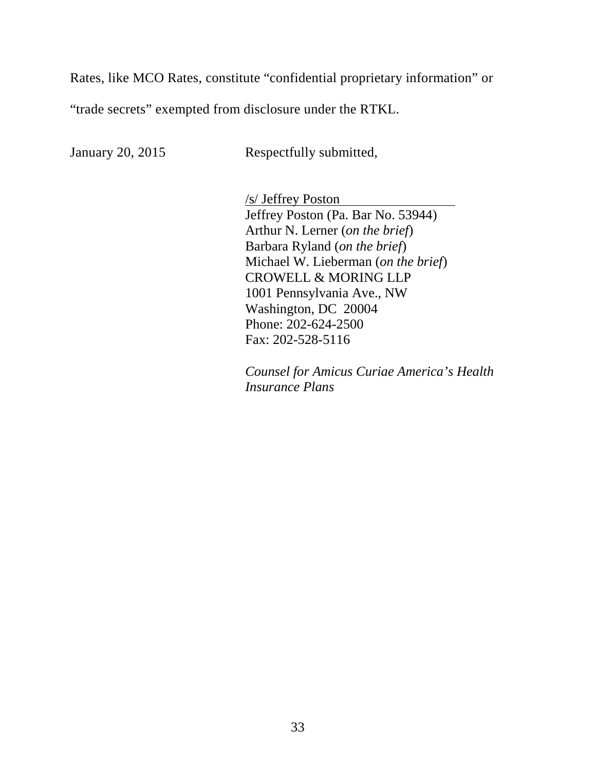Rates, like MCO Rates, constitute "confidential proprietary information" or "trade secrets" exempted from disclosure under the RTKL.

January 20, 2015 Respectfully submitted,

/s/ Jeffrey Poston
Jeffrey Poston (Pa. Bar No. 53944)
Arthur N. Lerner (*on the brief*)
Barbara Ryland (*on the brief*)
Michael W. Lieberman (*on the brief*)
CROWELL & MORING LLP
1001 Pennsylvania Ave., NW
Washington, DC 20004
Phone: 202-624-2500
Fax: 202-528-5116

*Counsel for Amicus Curiae America's Health Insurance Plans*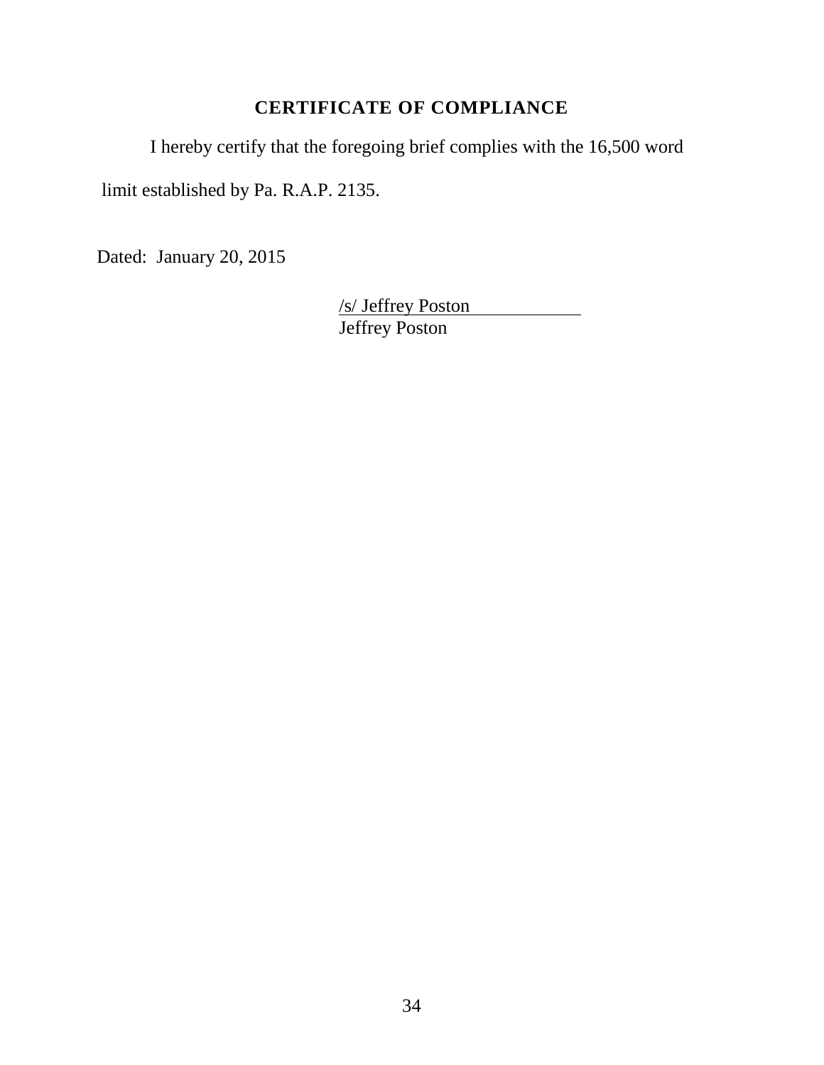## CERTIFICATE OF COMPLIANCE

I hereby certify that the foregoing brief complies with the 16,500 word limit established by Pa. R.A.P. 2135.

Dated: January 20, 2015

/s/ Jeffrey Poston
Jeffrey Poston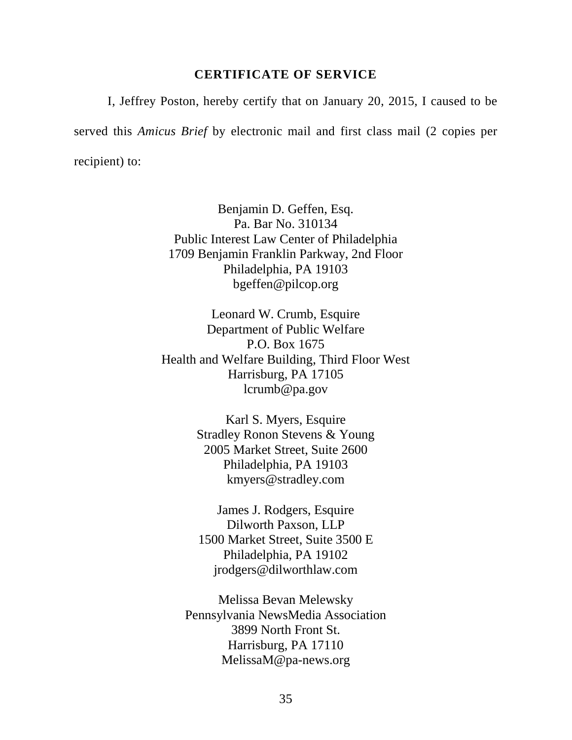## CERTIFICATE OF SERVICE

I, Jeffrey Poston, hereby certify that on January 20, 2015, I caused to be served this *Amicus Brief* by electronic mail and first class mail (2 copies per recipient) to:

Benjamin D. Geffen, Esq.
Pa. Bar No. 310134
Public Interest Law Center of Philadelphia
1709 Benjamin Franklin Parkway, 2nd Floor
Philadelphia, PA 19103
bgeffen@pilcop.org

Leonard W. Crumb, Esquire
Department of Public Welfare
P.O. Box 1675
Health and Welfare Building, Third Floor West
Harrisburg, PA 17105
lcrumb@pa.gov

Karl S. Myers, Esquire
Stradley Ronon Stevens & Young
2005 Market Street, Suite 2600
Philadelphia, PA 19103
kmyers@stradley.com

James J. Rodgers, Esquire
Dilworth Paxson, LLP
1500 Market Street, Suite 3500 E
Philadelphia, PA 19102
jrodgers@dilworthlaw.com

Melissa Bevan Melewsky
Pennsylvania NewsMedia Association
3899 North Front St.
Harrisburg, PA 17110
MelissaM@pa-news.org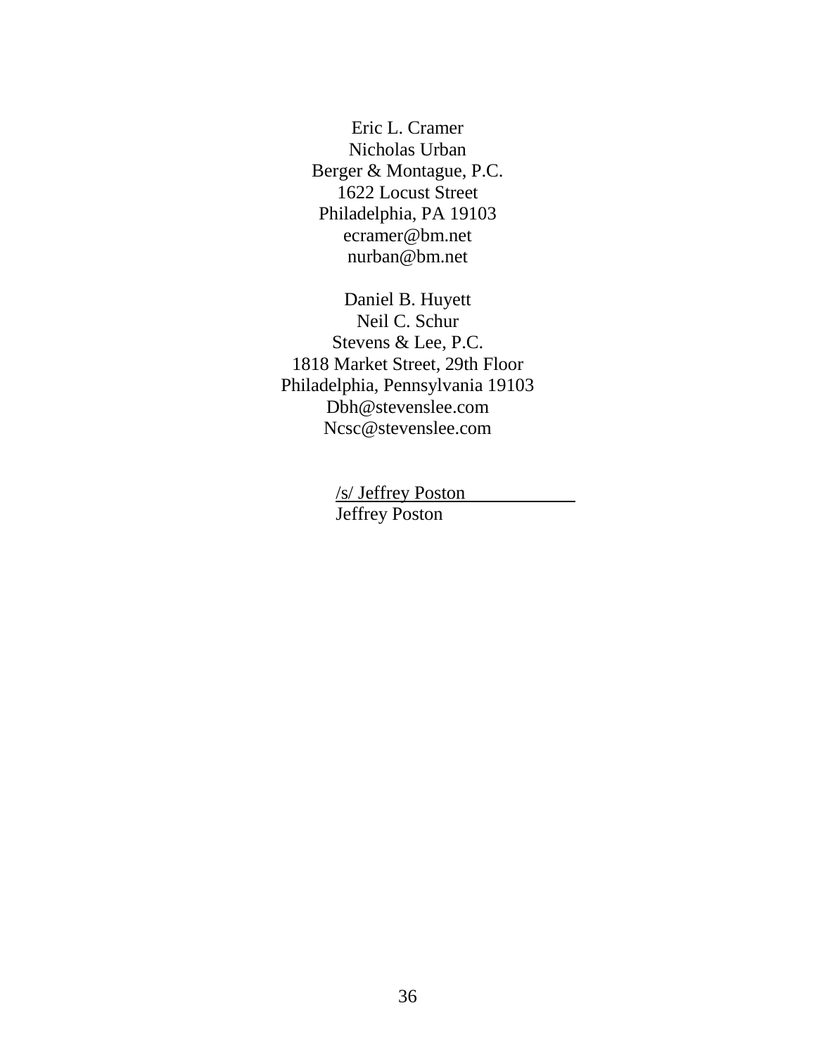Eric L. Cramer
Nicholas Urban
Berger & Montague, P.C.
1622 Locust Street
Philadelphia, PA 19103
ecramer@bm.net
nurban@bm.net

Daniel B. Huyett
Neil C. Schur
Stevens & Lee, P.C.
1818 Market Street, 29th Floor
Philadelphia, Pennsylvania 19103
Dbh@stevenslee.com
Ncsc@stevenslee.com

/s/ Jeffrey Poston
Jeffrey Poston